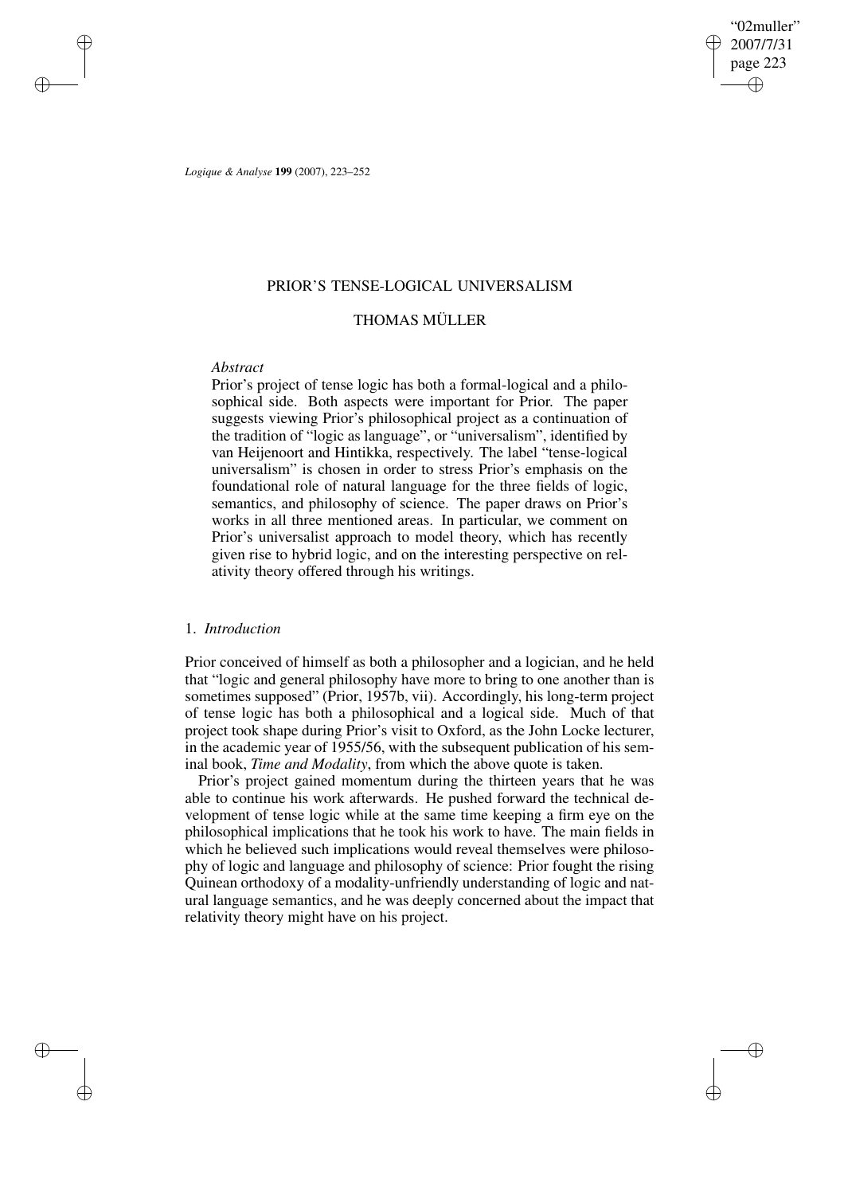# PRIOR'S TENSE-LOGICAL UNIVERSALISM

## THOMAS MÜLLER

*Abstract*

Prior's project of tense logic has both a formal-logical and a philosophical side. Both aspects were important for Prior. The paper suggests viewing Prior's philosophical project as a continuation of the tradition of "logic as language", or "universalism", identified by van Heijenoort and Hintikka, respectively. The label "tense-logical universalism" is chosen in order to stress Prior's emphasis on the foundational role of natural language for the three fields of logic, semantics, and philosophy of science. The paper draws on Prior's works in all three mentioned areas. In particular, we comment on Prior's universalist approach to model theory, which has recently given rise to hybrid logic, and on the interesting perspective on relativity theory offered through his writings.

## 1. *Introduction*

Prior conceived of himself as both a philosopher and a logician, and he held that "logic and general philosophy have more to bring to one another than is sometimes supposed" (Prior, 1957b, vii). Accordingly, his long-term project of tense logic has both a philosophical and a logical side. Much of that project took shape during Prior's visit to Oxford, as the John Locke lecturer, in the academic year of 1955/56, with the subsequent publication of his seminal book, *Time and Modality*, from which the above quote is taken.

Prior's project gained momentum during the thirteen years that he was able to continue his work afterwards. He pushed forward the technical development of tense logic while at the same time keeping a firm eye on the philosophical implications that he took his work to have. The main fields in which he believed such implications would reveal themselves were philosophy of logic and language and philosophy of science: Prior fought the rising Quinean orthodoxy of a modality-unfriendly understanding of logic and natural language semantics, and he was deeply concerned about the impact that relativity theory might have on his project.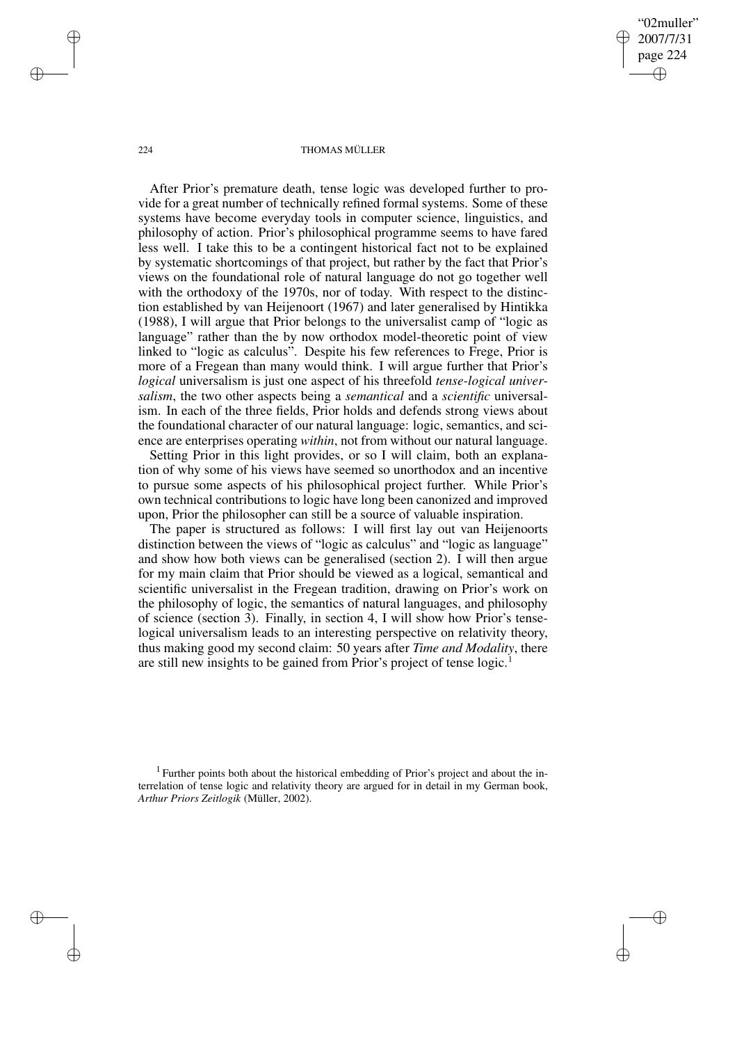After Prior's premature death, tense logic was developed further to provide for a great number of technically refined formal systems. Some of these systems have become everyday tools in computer science, linguistics, and philosophy of action. Prior's philosophical programme seems to have fared less well. I take this to be a contingent historical fact not to be explained by systematic shortcomings of that project, but rather by the fact that Prior's views on the foundational role of natural language do not go together well with the orthodoxy of the 1970s, nor of today. With respect to the distinction established by van Heijenoort (1967) and later generalised by Hintikka (1988), I will argue that Prior belongs to the universalist camp of "logic as language" rather than the by now orthodox model-theoretic point of view linked to "logic as calculus". Despite his few references to Frege, Prior is more of a Fregean than many would think. I will argue further that Prior's *logical* universalism is just one aspect of his threefold *tense-logical universalism*, the two other aspects being a *semantical* and a *scientific* universalism. In each of the three fields, Prior holds and defends strong views about the foundational character of our natural language: logic, semantics, and science are enterprises operating *within*, not from without our natural language.

Setting Prior in this light provides, or so I will claim, both an explanation of why some of his views have seemed so unorthodox and an incentive to pursue some aspects of his philosophical project further. While Prior's own technical contributions to logic have long been canonized and improved upon, Prior the philosopher can still be a source of valuable inspiration.

The paper is structured as follows: I will first lay out van Heijenoorts distinction between the views of "logic as calculus" and "logic as language" and show how both views can be generalised (section 2). I will then argue for my main claim that Prior should be viewed as a logical, semantical and scientific universalist in the Fregean tradition, drawing on Prior's work on the philosophy of logic, the semantics of natural languages, and philosophy of science (section 3). Finally, in section 4, I will show how Prior's tense-logical universalism leads to an interesting perspective on relativity theory, thus making good my second claim: 50 years after *Time and Modality*, there are still new insights to be gained from Prior's project of tense logic.[1]

[1] Further points both about the historical embedding of Prior's project and about the interrelation of tense logic and relativity theory are argued for in detail in my German book, *Arthur Priors Zeitlogik* (Müller, 2002).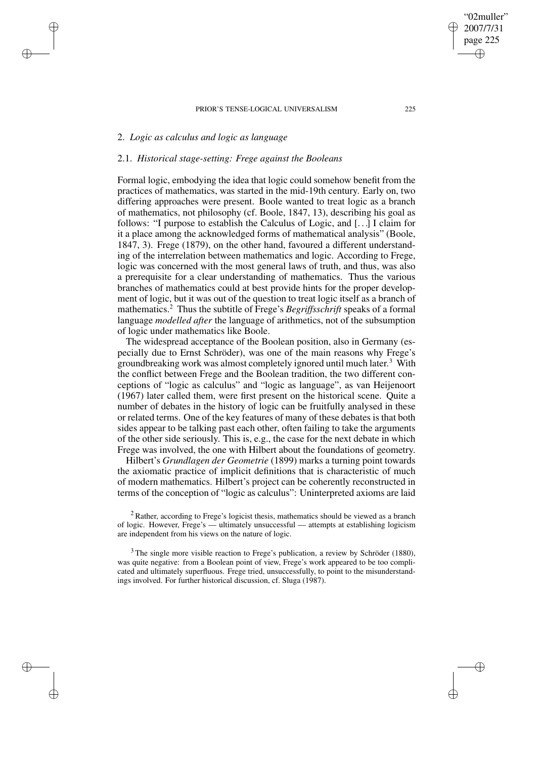## 2. *Logic as calculus and logic as language*

### 2.1. *Historical stage-setting: Frege against the Booleans*

Formal logic, embodying the idea that logic could somehow benefit from the practices of mathematics, was started in the mid-19th century. Early on, two differing approaches were present. Boole wanted to treat logic as a branch of mathematics, not philosophy (cf. Boole, 1847, 13), describing his goal as follows: "I purpose to establish the Calculus of Logic, and [...] I claim for it a place among the acknowledged forms of mathematical analysis" (Boole, 1847, 3). Frege (1879), on the other hand, favoured a different understanding of the interrelation between mathematics and logic. According to Frege, logic was concerned with the most general laws of truth, and thus, was also a prerequisite for a clear understanding of mathematics. Thus the various branches of mathematics could at best provide hints for the proper development of logic, but it was out of the question to treat logic itself as a branch of mathematics.[2] Thus the subtitle of Frege's *Begriffsschrift* speaks of a formal language *modelled after* the language of arithmetics, not of the subsumption of logic under mathematics like Boole.

The widespread acceptance of the Boolean position, also in Germany (especially due to Ernst Schröder), was one of the main reasons why Frege's groundbreaking work was almost completely ignored until much later.[3] With the conflict between Frege and the Boolean tradition, the two different conceptions of "logic as calculus" and "logic as language", as van Heijenoort (1967) later called them, were first present on the historical scene. Quite a number of debates in the history of logic can be fruitfully analysed in these or related terms. One of the key features of many of these debates is that both sides appear to be talking past each other, often failing to take the arguments of the other side seriously. This is, e.g., the case for the next debate in which Frege was involved, the one with Hilbert about the foundations of geometry.

Hilbert's *Grundlagen der Geometrie* (1899) marks a turning point towards the axiomatic practice of implicit definitions that is characteristic of much of modern mathematics. Hilbert's project can be coherently reconstructed in terms of the conception of "logic as calculus": Uninterpreted axioms are laid

[2] Rather, according to Frege's logicist thesis, mathematics should be viewed as a branch of logic. However, Frege's — ultimately unsuccessful — attempts at establishing logicism are independent from his views on the nature of logic.

[3] The single more visible reaction to Frege's publication, a review by Schröder (1880), was quite negative: from a Boolean point of view, Frege's work appeared to be too complicated and ultimately superfluous. Frege tried, unsuccessfully, to point to the misunderstandings involved. For further historical discussion, cf. Sluga (1987).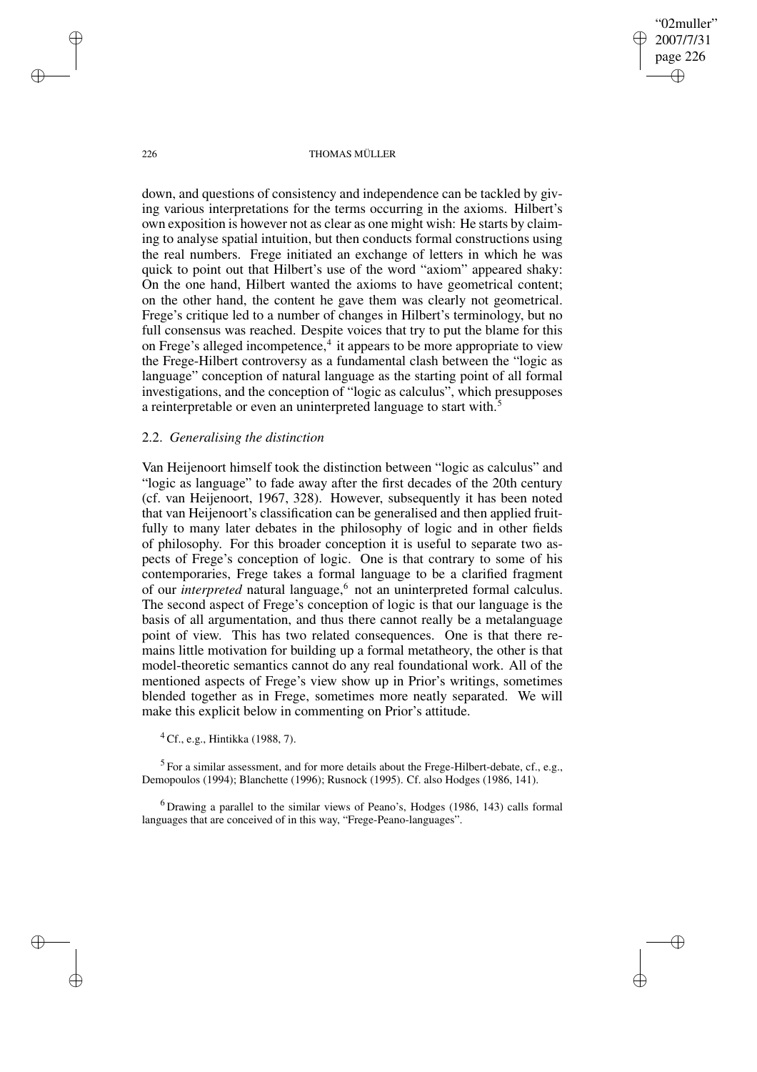down, and questions of consistency and independence can be tackled by giving various interpretations for the terms occurring in the axioms. Hilbert's own exposition is however not as clear as one might wish: He starts by claiming to analyse spatial intuition, but then conducts formal constructions using the real numbers. Frege initiated an exchange of letters in which he was quick to point out that Hilbert's use of the word "axiom" appeared shaky: On the one hand, Hilbert wanted the axioms to have geometrical content; on the other hand, the content he gave them was clearly not geometrical. Frege's critique led to a number of changes in Hilbert's terminology, but no full consensus was reached. Despite voices that try to put the blame for this on Frege's alleged incompetence,[4] it appears to be more appropriate to view the Frege-Hilbert controversy as a fundamental clash between the "logic as language" conception of natural language as the starting point of all formal investigations, and the conception of "logic as calculus", which presupposes a reinterpretable or even an uninterpreted language to start with.[5]

## 2.2. *Generalising the distinction*

Van Heijenoort himself took the distinction between "logic as calculus" and "logic as language" to fade away after the first decades of the 20th century (cf. van Heijenoort, 1967, 328). However, subsequently it has been noted that van Heijenoort's classification can be generalised and then applied fruitfully to many later debates in the philosophy of logic and in other fields of philosophy. For this broader conception it is useful to separate two aspects of Frege's conception of logic. One is that contrary to some of his contemporaries, Frege takes a formal language to be a clarified fragment of our *interpreted* natural language,[6] not an uninterpreted formal calculus. The second aspect of Frege's conception of logic is that our language is the basis of all argumentation, and thus there cannot really be a metalanguage point of view. This has two related consequences. One is that there remains little motivation for building up a formal metatheory, the other is that model-theoretic semantics cannot do any real foundational work. All of the mentioned aspects of Frege's view show up in Prior's writings, sometimes blended together as in Frege, sometimes more neatly separated. We will make this explicit below in commenting on Prior's attitude.

[4] Cf., e.g., Hintikka (1988, 7).

[5] For a similar assessment, and for more details about the Frege-Hilbert-debate, cf., e.g., Demopoulos (1994); Blanchette (1996); Rusnock (1995). Cf. also Hodges (1986, 141).

[6] Drawing a parallel to the similar views of Peano's, Hodges (1986, 143) calls formal languages that are conceived of in this way, "Frege-Peano-languages".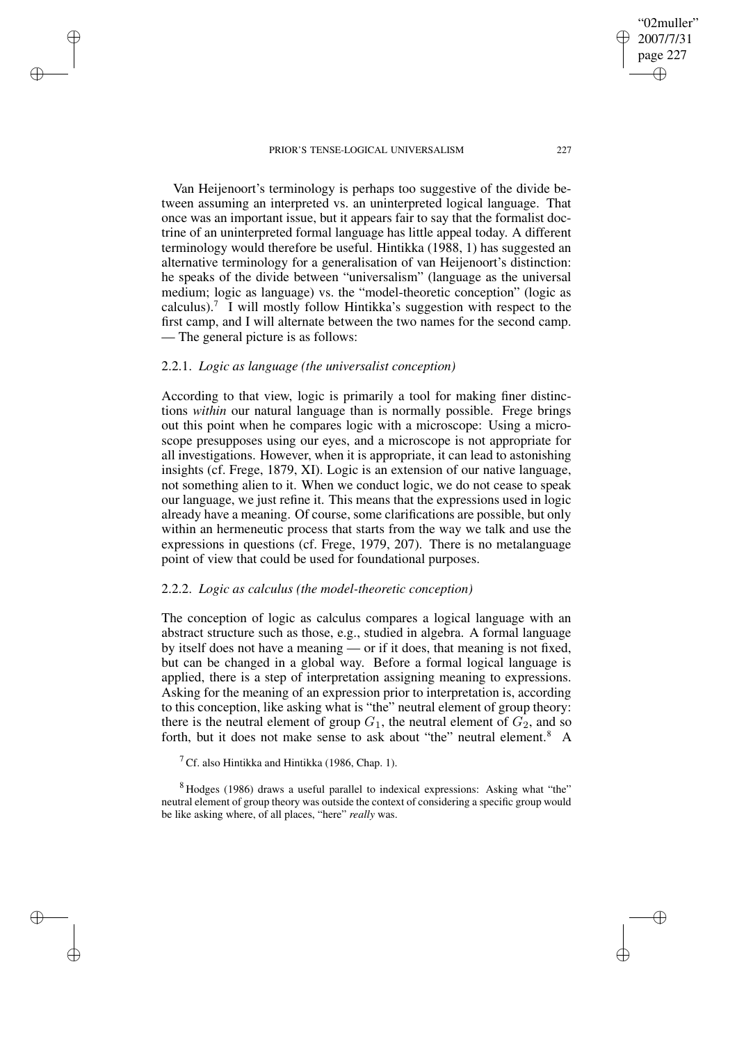Van Heijenoort's terminology is perhaps too suggestive of the divide between assuming an interpreted vs. an uninterpreted logical language. That once was an important issue, but it appears fair to say that the formalist doctrine of an uninterpreted formal language has little appeal today. A different terminology would therefore be useful. Hintikka (1988, 1) has suggested an alternative terminology for a generalisation of van Heijenoort's distinction: he speaks of the divide between "universalism" (language as the universal medium; logic as language) vs. the "model-theoretic conception" (logic as calculus).[7] I will mostly follow Hintikka's suggestion with respect to the first camp, and I will alternate between the two names for the second camp. — The general picture is as follows:

### 2.2.1. *Logic as language (the universalist conception)*

According to that view, logic is primarily a tool for making finer distinctions *within* our natural language than is normally possible. Frege brings out this point when he compares logic with a microscope: Using a microscope presupposes using our eyes, and a microscope is not appropriate for all investigations. However, when it is appropriate, it can lead to astonishing insights (cf. Frege, 1879, XI). Logic is an extension of our native language, not something alien to it. When we conduct logic, we do not cease to speak our language, we just refine it. This means that the expressions used in logic already have a meaning. Of course, some clarifications are possible, but only within an hermeneutic process that starts from the way we talk and use the expressions in questions (cf. Frege, 1979, 207). There is no metalanguage point of view that could be used for foundational purposes.

### 2.2.2. *Logic as calculus (the model-theoretic conception)*

The conception of logic as calculus compares a logical language with an abstract structure such as those, e.g., studied in algebra. A formal language by itself does not have a meaning — or if it does, that meaning is not fixed, but can be changed in a global way. Before a formal logical language is applied, there is a step of interpretation assigning meaning to expressions. Asking for the meaning of an expression prior to interpretation is, according to this conception, like asking what is "the" neutral element of group theory: there is the neutral element of group $G_1$, the neutral element of $G_2$, and so forth, but it does not make sense to ask about "the" neutral element.[8] A

[7] Cf. also Hintikka and Hintikka (1986, Chap. 1).

[8] Hodges (1986) draws a useful parallel to indexical expressions: Asking what "the" neutral element of group theory was outside the context of considering a specific group would be like asking where, of all places, "here" *really* was.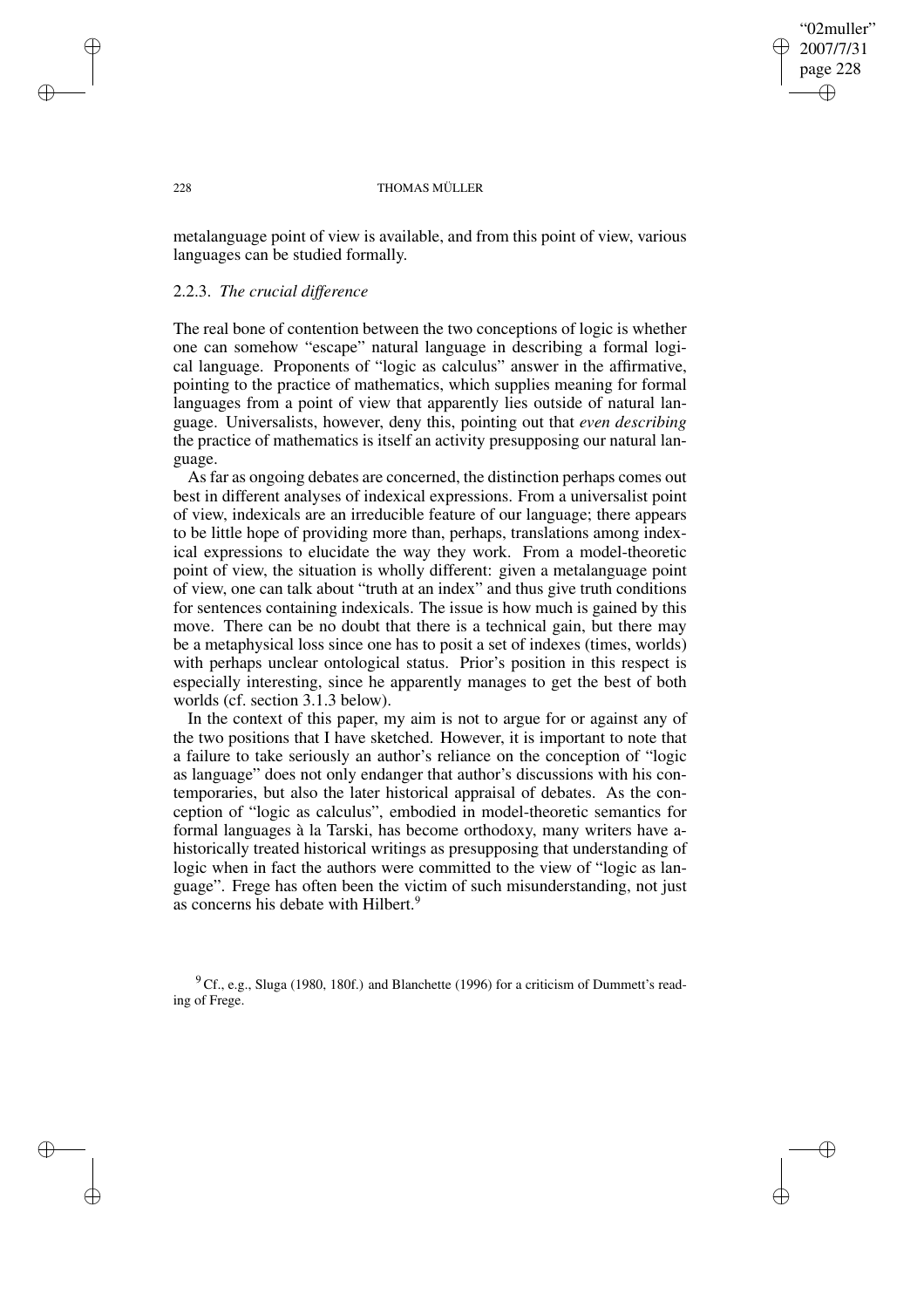metalanguage point of view is available, and from this point of view, various languages can be studied formally.

### 2.2.3. *The crucial difference*

The real bone of contention between the two conceptions of logic is whether one can somehow "escape" natural language in describing a formal logical language. Proponents of "logic as calculus" answer in the affirmative, pointing to the practice of mathematics, which supplies meaning for formal languages from a point of view that apparently lies outside of natural language. Universalists, however, deny this, pointing out that *even describing* the practice of mathematics is itself an activity presupposing our natural language.

As far as ongoing debates are concerned, the distinction perhaps comes out best in different analyses of indexical expressions. From a universalist point of view, indexicals are an irreducible feature of our language; there appears to be little hope of providing more than, perhaps, translations among indexical expressions to elucidate the way they work. From a model-theoretic point of view, the situation is wholly different: given a metalanguage point of view, one can talk about "truth at an index" and thus give truth conditions for sentences containing indexicals. The issue is how much is gained by this move. There can be no doubt that there is a technical gain, but there may be a metaphysical loss since one has to posit a set of indexes (times, worlds) with perhaps unclear ontological status. Prior's position in this respect is especially interesting, since he apparently manages to get the best of both worlds (cf. section 3.1.3 below).

In the context of this paper, my aim is not to argue for or against any of the two positions that I have sketched. However, it is important to note that a failure to take seriously an author's reliance on the conception of "logic as language" does not only endanger that author's discussions with his contemporaries, but also the later historical appraisal of debates. As the conception of "logic as calculus", embodied in model-theoretic semantics for formal languages à la Tarski, has become orthodoxy, many writers have ahistorically treated historical writings as presupposing that understanding of logic when in fact the authors were committed to the view of "logic as language". Frege has often been the victim of such misunderstanding, not just as concerns his debate with Hilbert.[9]

[9] Cf., e.g., Sluga (1980, 180f.) and Blanchette (1996) for a criticism of Dummett's reading of Frege.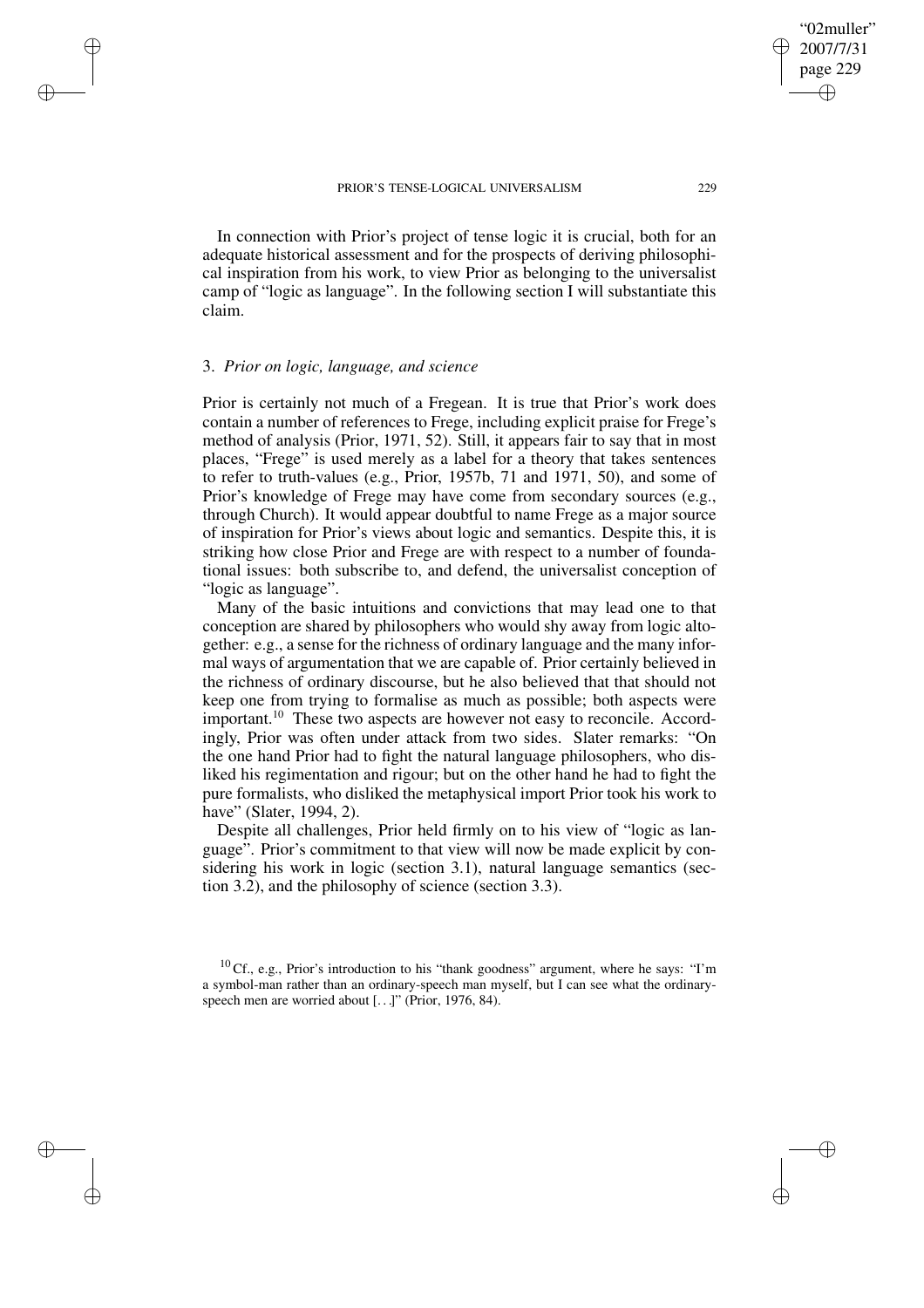In connection with Prior's project of tense logic it is crucial, both for an adequate historical assessment and for the prospects of deriving philosophical inspiration from his work, to view Prior as belonging to the universalist camp of "logic as language". In the following section I will substantiate this claim.

## 3. *Prior on logic, language, and science*

Prior is certainly not much of a Fregean. It is true that Prior's work does contain a number of references to Frege, including explicit praise for Frege's method of analysis (Prior, 1971, 52). Still, it appears fair to say that in most places, "Frege" is used merely as a label for a theory that takes sentences to refer to truth-values (e.g., Prior, 1957b, 71 and 1971, 50), and some of Prior's knowledge of Frege may have come from secondary sources (e.g., through Church). It would appear doubtful to name Frege as a major source of inspiration for Prior's views about logic and semantics. Despite this, it is striking how close Prior and Frege are with respect to a number of foundational issues: both subscribe to, and defend, the universalist conception of "logic as language".

Many of the basic intuitions and convictions that may lead one to that conception are shared by philosophers who would shy away from logic altogether: e.g., a sense for the richness of ordinary language and the many informal ways of argumentation that we are capable of. Prior certainly believed in the richness of ordinary discourse, but he also believed that that should not keep one from trying to formalise as much as possible; both aspects were important.[10] These two aspects are however not easy to reconcile. Accordingly, Prior was often under attack from two sides. Slater remarks: "On the one hand Prior had to fight the natural language philosophers, who disliked his regimentation and rigour; but on the other hand he had to fight the pure formalists, who disliked the metaphysical import Prior took his work to have" (Slater, 1994, 2).

Despite all challenges, Prior held firmly on to his view of "logic as language". Prior's commitment to that view will now be made explicit by considering his work in logic (section 3.1), natural language semantics (section 3.2), and the philosophy of science (section 3.3).

[10] Cf., e.g., Prior's introduction to his "thank goodness" argument, where he says: "I'm a symbol-man rather than an ordinary-speech man myself, but I can see what the ordinary-speech men are worried about [...]" (Prior, 1976, 84).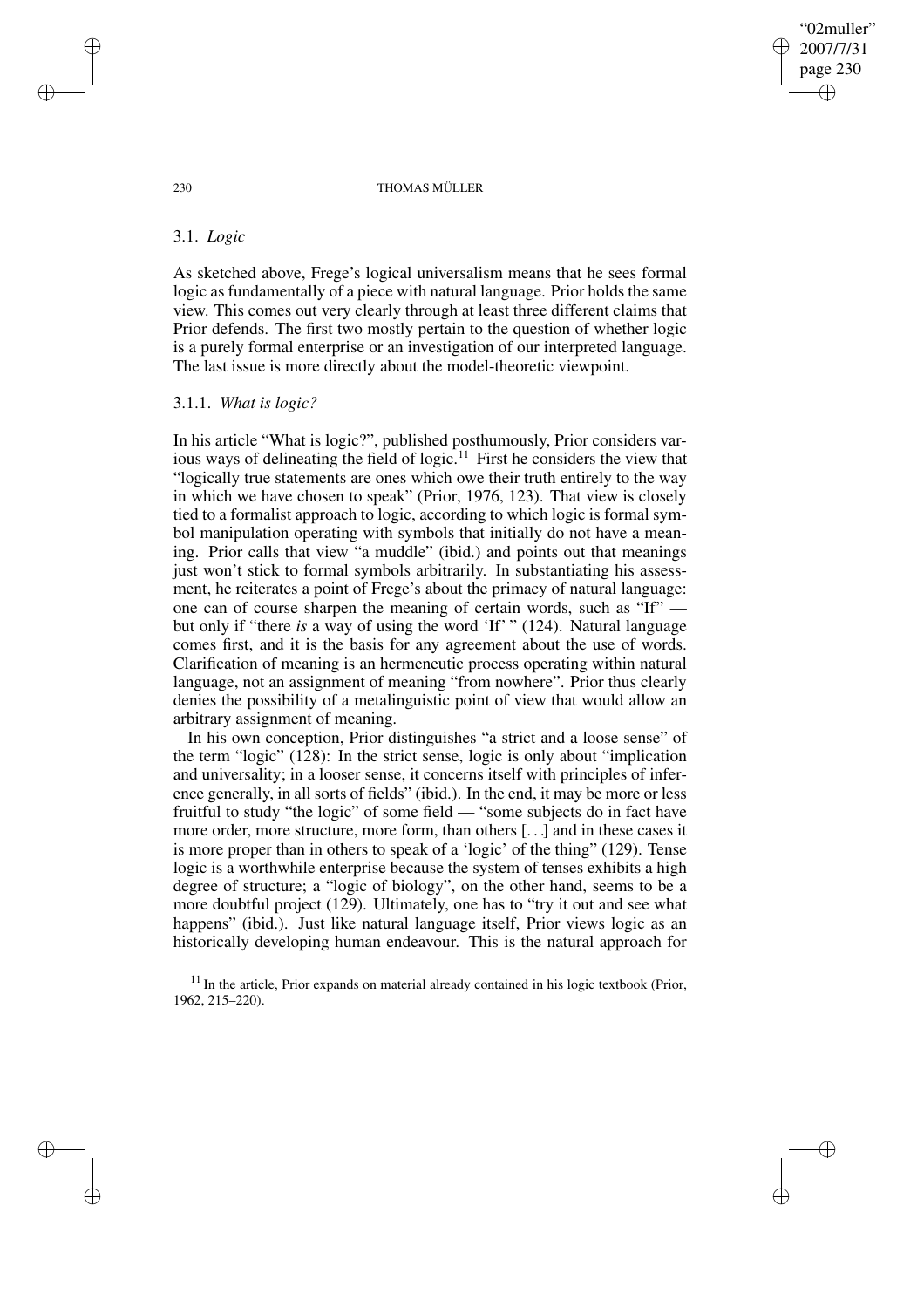### 3.1. *Logic*

As sketched above, Frege's logical universalism means that he sees formal logic as fundamentally of a piece with natural language. Prior holds the same view. This comes out very clearly through at least three different claims that Prior defends. The first two mostly pertain to the question of whether logic is a purely formal enterprise or an investigation of our interpreted language. The last issue is more directly about the model-theoretic viewpoint.

#### 3.1.1. *What is logic?*

In his article "What is logic?", published posthumously, Prior considers various ways of delineating the field of logic.[11] First he considers the view that "logically true statements are ones which owe their truth entirely to the way in which we have chosen to speak" (Prior, 1976, 123). That view is closely tied to a formalist approach to logic, according to which logic is formal symbol manipulation operating with symbols that initially do not have a meaning. Prior calls that view "a muddle" (ibid.) and points out that meanings just won't stick to formal symbols arbitrarily. In substantiating his assessment, he reiterates a point of Frege's about the primacy of natural language: one can of course sharpen the meaning of certain words, such as "If" — but only if "there *is* a way of using the word 'If' " (124). Natural language comes first, and it is the basis for any agreement about the use of words. Clarification of meaning is an hermeneutic process operating within natural language, not an assignment of meaning "from nowhere". Prior thus clearly denies the possibility of a metalinguistic point of view that would allow an arbitrary assignment of meaning.

In his own conception, Prior distinguishes "a strict and a loose sense" of the term "logic" (128): In the strict sense, logic is only about "implication and universality; in a looser sense, it concerns itself with principles of inference generally, in all sorts of fields" (ibid.). In the end, it may be more or less fruitful to study "the logic" of some field — "some subjects do in fact have more order, more structure, more form, than others [...] and in these cases it is more proper than in others to speak of a 'logic' of the thing" (129). Tense logic is a worthwhile enterprise because the system of tenses exhibits a high degree of structure; a "logic of biology", on the other hand, seems to be a more doubtful project (129). Ultimately, one has to "try it out and see what happens" (ibid.). Just like natural language itself, Prior views logic as an historically developing human endeavour. This is the natural approach for

[11] In the article, Prior expands on material already contained in his logic textbook (Prior, 1962, 215–220).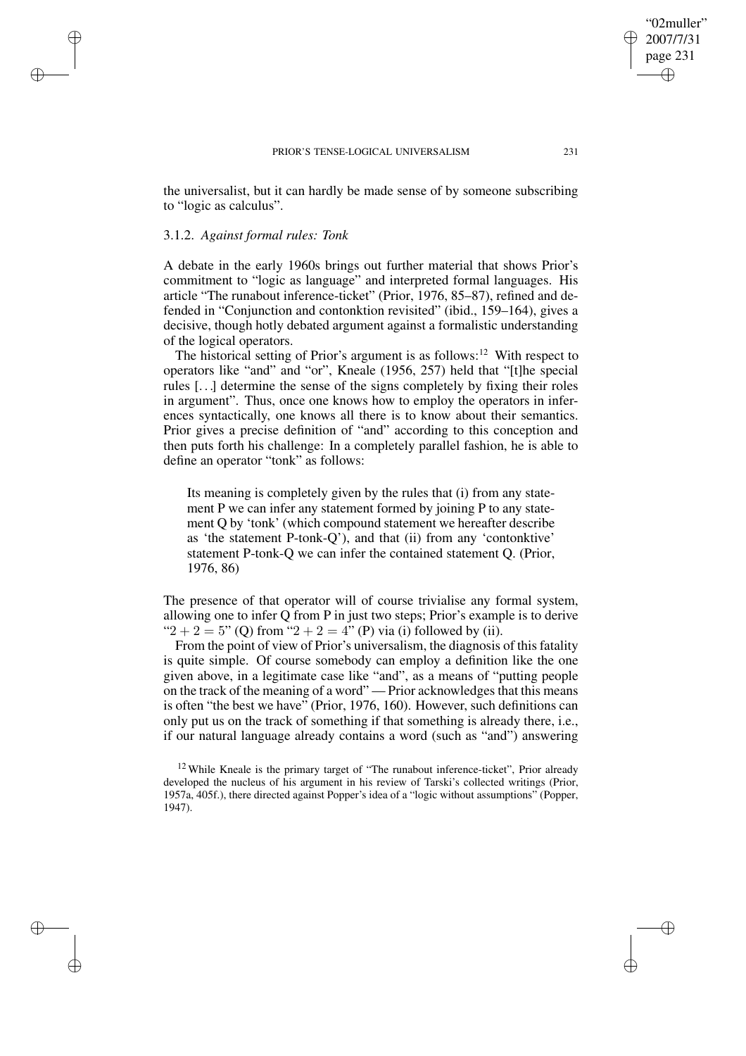the universalist, but it can hardly be made sense of by someone subscribing to "logic as calculus".

### 3.1.2. *Against formal rules: Tonk*

A debate in the early 1960s brings out further material that shows Prior's commitment to "logic as language" and interpreted formal languages. His article "The runabout inference-ticket" (Prior, 1976, 85–87), refined and defended in "Conjunction and contonktion revisited" (ibid., 159–164), gives a decisive, though hotly debated argument against a formalistic understanding of the logical operators.

The historical setting of Prior's argument is as follows:[12] With respect to operators like "and" and "or", Kneale (1956, 257) held that "[t]he special rules [...] determine the sense of the signs completely by fixing their roles in argument". Thus, once one knows how to employ the operators in inferences syntactically, one knows all there is to know about their semantics. Prior gives a precise definition of "and" according to this conception and then puts forth his challenge: In a completely parallel fashion, he is able to define an operator "tonk" as follows:

> Its meaning is completely given by the rules that (i) from any statement P we can infer any statement formed by joining P to any statement Q by 'tonk' (which compound statement we hereafter describe as 'the statement P-tonk-Q'), and that (ii) from any 'contonktive' statement P-tonk-Q we can infer the contained statement Q. (Prior, 1976, 86)

The presence of that operator will of course trivialise any formal system, allowing one to infer Q from P in just two steps; Prior's example is to derive "$2 + 2 = 5$" (Q) from "$2 + 2 = 4$" (P) via (i) followed by (ii).

From the point of view of Prior's universalism, the diagnosis of this fatality is quite simple. Of course somebody can employ a definition like the one given above, in a legitimate case like "and", as a means of "putting people on the track of the meaning of a word" — Prior acknowledges that this means is often "the best we have" (Prior, 1976, 160). However, such definitions can only put us on the track of something if that something is already there, i.e., if our natural language already contains a word (such as "and") answering

[12] While Kneale is the primary target of "The runabout inference-ticket", Prior already developed the nucleus of his argument in his review of Tarski's collected writings (Prior, 1957a, 405f.), there directed against Popper's idea of a "logic without assumptions" (Popper, 1947).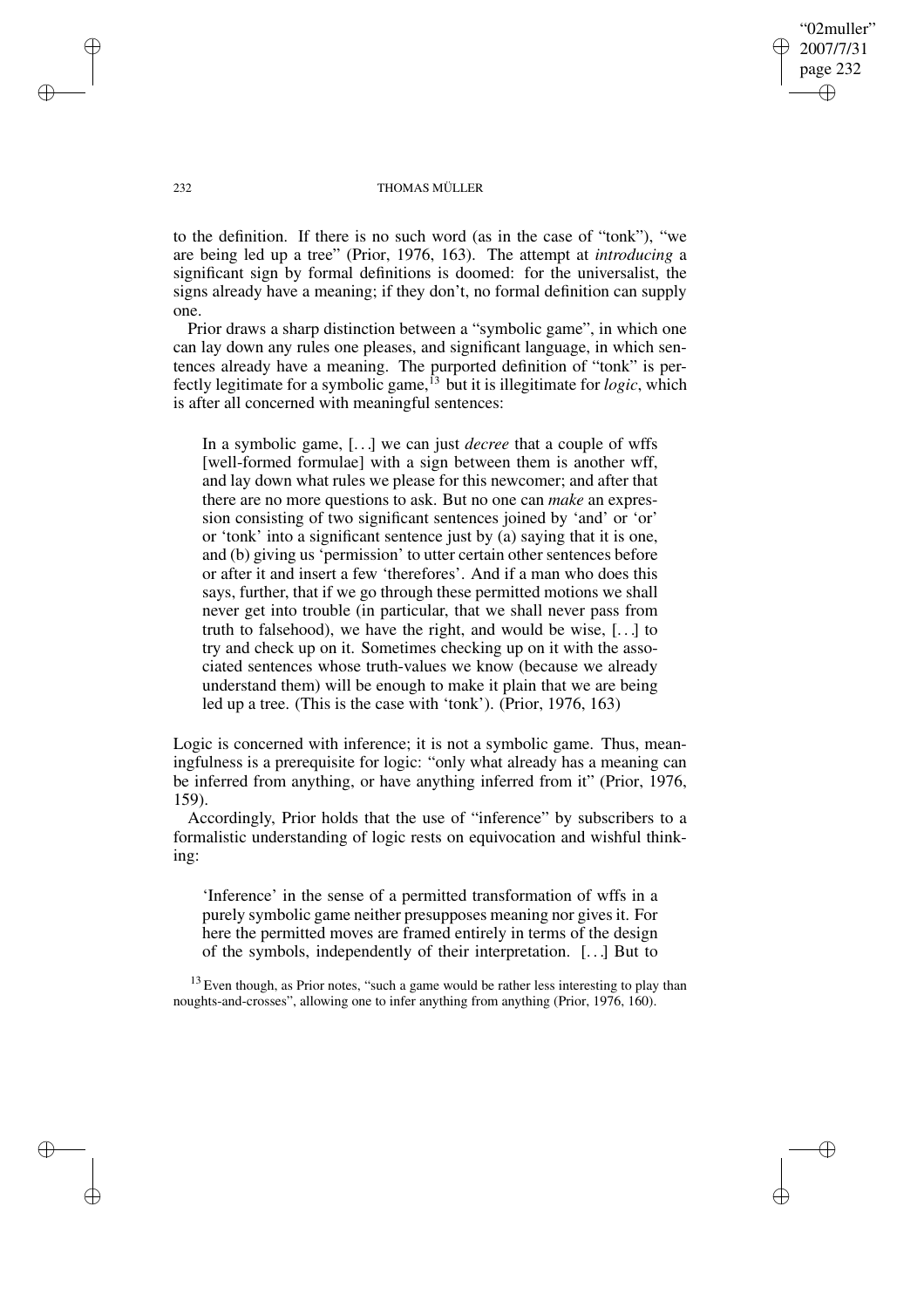to the definition. If there is no such word (as in the case of "tonk"), "we are being led up a tree" (Prior, 1976, 163). The attempt at *introducing* a significant sign by formal definitions is doomed: for the universalist, the signs already have a meaning; if they don't, no formal definition can supply one.

Prior draws a sharp distinction between a "symbolic game", in which one can lay down any rules one pleases, and significant language, in which sentences already have a meaning. The purported definition of "tonk" is perfectly legitimate for a symbolic game,[13] but it is illegitimate for *logic*, which is after all concerned with meaningful sentences:

> In a symbolic game, [...] we can just *decree* that a couple of wffs [well-formed formulae] with a sign between them is another wff, and lay down what rules we please for this newcomer; and after that there are no more questions to ask. But no one can *make* an expression consisting of two significant sentences joined by 'and' or 'or' or 'tonk' into a significant sentence just by (a) saying that it is one, and (b) giving us 'permission' to utter certain other sentences before or after it and insert a few 'therefores'. And if a man who does this says, further, that if we go through these permitted motions we shall never get into trouble (in particular, that we shall never pass from truth to falsehood), we have the right, and would be wise, [...] to try and check up on it. Sometimes checking up on it with the associated sentences whose truth-values we know (because we already understand them) will be enough to make it plain that we are being led up a tree. (This is the case with 'tonk'). (Prior, 1976, 163)

Logic is concerned with inference; it is not a symbolic game. Thus, meaningfulness is a prerequisite for logic: "only what already has a meaning can be inferred from anything, or have anything inferred from it" (Prior, 1976, 159).

Accordingly, Prior holds that the use of "inference" by subscribers to a formalistic understanding of logic rests on equivocation and wishful thinking:

> 'Inference' in the sense of a permitted transformation of wffs in a purely symbolic game neither presupposes meaning nor gives it. For here the permitted moves are framed entirely in terms of the design of the symbols, independently of their interpretation. [...] But to

[13] Even though, as Prior notes, "such a game would be rather less interesting to play than noughts-and-crosses", allowing one to infer anything from anything (Prior, 1976, 160).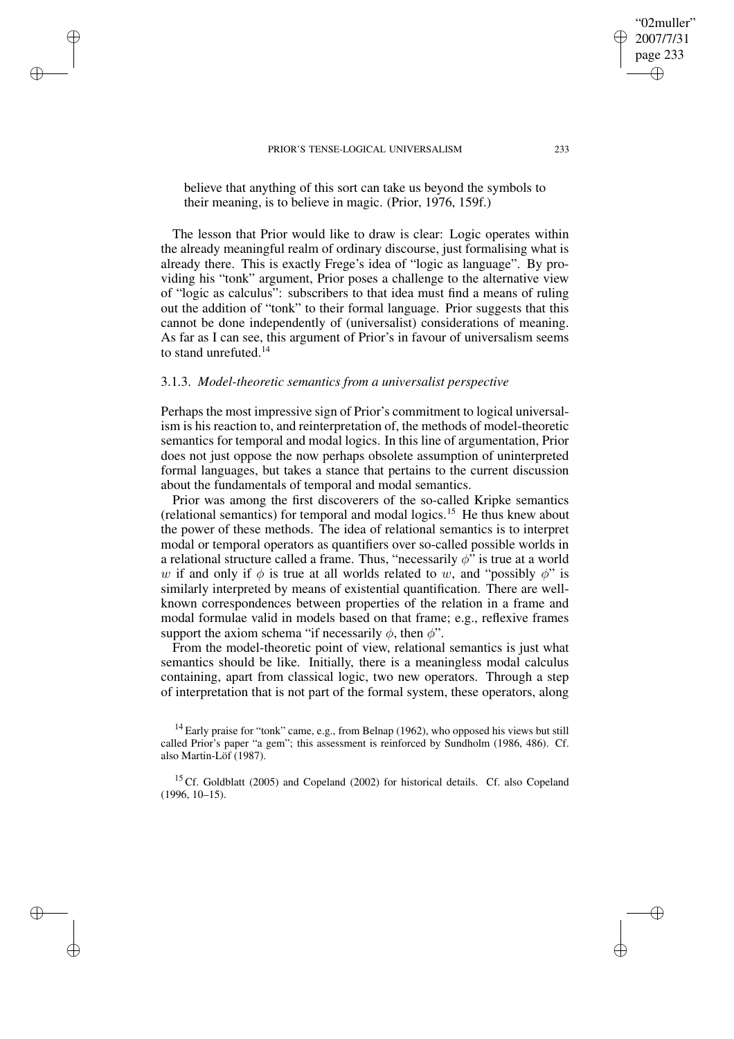believe that anything of this sort can take us beyond the symbols to their meaning, is to believe in magic. (Prior, 1976, 159f.)

The lesson that Prior would like to draw is clear: Logic operates within the already meaningful realm of ordinary discourse, just formalising what is already there. This is exactly Frege's idea of "logic as language". By providing his "tonk" argument, Prior poses a challenge to the alternative view of "logic as calculus": subscribers to that idea must find a means of ruling out the addition of "tonk" to their formal language. Prior suggests that this cannot be done independently of (universalist) considerations of meaning. As far as I can see, this argument of Prior's in favour of universalism seems to stand unrefuted.[14]

### 3.1.3. *Model-theoretic semantics from a universalist perspective*

Perhaps the most impressive sign of Prior's commitment to logical universalism is his reaction to, and reinterpretation of, the methods of model-theoretic semantics for temporal and modal logics. In this line of argumentation, Prior does not just oppose the now perhaps obsolete assumption of uninterpreted formal languages, but takes a stance that pertains to the current discussion about the fundamentals of temporal and modal semantics.

Prior was among the first discoverers of the so-called Kripke semantics (relational semantics) for temporal and modal logics.[15] He thus knew about the power of these methods. The idea of relational semantics is to interpret modal or temporal operators as quantifiers over so-called possible worlds in a relational structure called a frame. Thus, "necessarily $\phi$" is true at a world $w$ if and only if $\phi$ is true at all worlds related to $w$, and "possibly $\phi$" is similarly interpreted by means of existential quantification. There are well-known correspondences between properties of the relation in a frame and modal formulae valid in models based on that frame; e.g., reflexive frames support the axiom schema "if necessarily $\phi$, then $\phi$".

From the model-theoretic point of view, relational semantics is just what semantics should be like. Initially, there is a meaningless modal calculus containing, apart from classical logic, two new operators. Through a step of interpretation that is not part of the formal system, these operators, along

[14] Early praise for "tonk" came, e.g., from Belnap (1962), who opposed his views but still called Prior's paper "a gem"; this assessment is reinforced by Sundholm (1986, 486). Cf. also Martin-Löf (1987).

[15] Cf. Goldblatt (2005) and Copeland (2002) for historical details. Cf. also Copeland (1996, 10–15).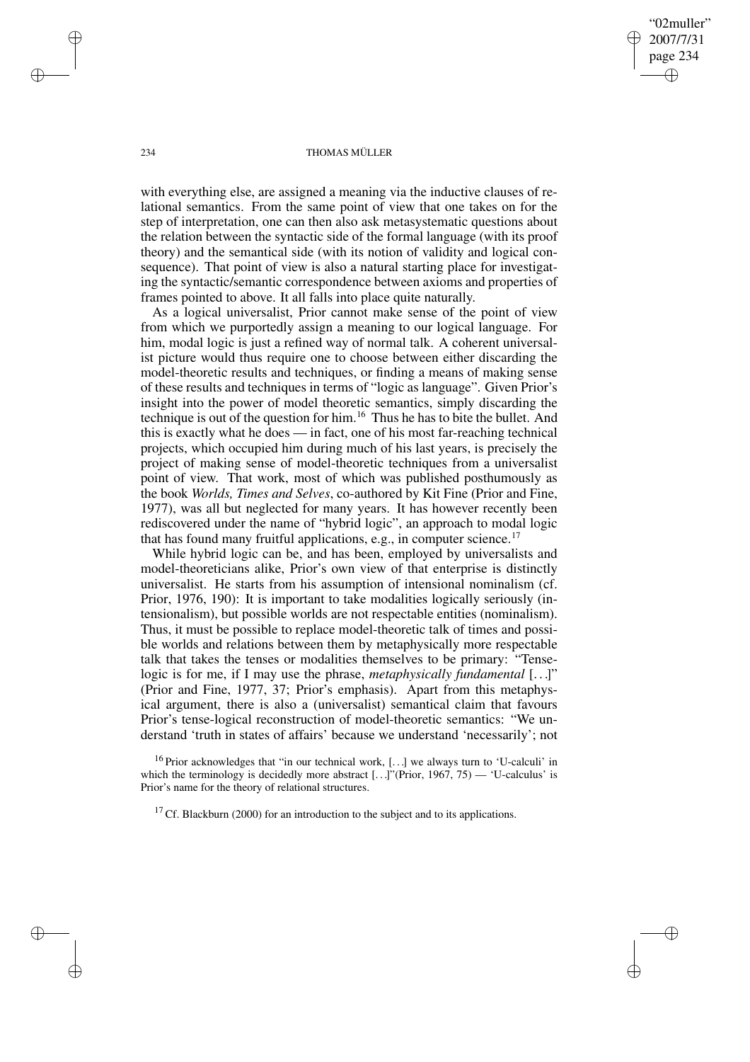with everything else, are assigned a meaning via the inductive clauses of relational semantics. From the same point of view that one takes on for the step of interpretation, one can then also ask metasystematic questions about the relation between the syntactic side of the formal language (with its proof theory) and the semantical side (with its notion of validity and logical consequence). That point of view is also a natural starting place for investigating the syntactic/semantic correspondence between axioms and properties of frames pointed to above. It all falls into place quite naturally.

As a logical universalist, Prior cannot make sense of the point of view from which we purportedly assign a meaning to our logical language. For him, modal logic is just a refined way of normal talk. A coherent universalist picture would thus require one to choose between either discarding the model-theoretic results and techniques, or finding a means of making sense of these results and techniques in terms of "logic as language". Given Prior's insight into the power of model theoretic semantics, simply discarding the technique is out of the question for him.[16] Thus he has to bite the bullet. And this is exactly what he does — in fact, one of his most far-reaching technical projects, which occupied him during much of his last years, is precisely the project of making sense of model-theoretic techniques from a universalist point of view. That work, most of which was published posthumously as the book *Worlds, Times and Selves*, co-authored by Kit Fine (Prior and Fine, 1977), was all but neglected for many years. It has however recently been rediscovered under the name of "hybrid logic", an approach to modal logic that has found many fruitful applications, e.g., in computer science.[17]

While hybrid logic can be, and has been, employed by universalists and model-theoreticians alike, Prior's own view of that enterprise is distinctly universalist. He starts from his assumption of intensional nominalism (cf. Prior, 1976, 190): It is important to take modalities logically seriously (intensionalism), but possible worlds are not respectable entities (nominalism). Thus, it must be possible to replace model-theoretic talk of times and possible worlds and relations between them by metaphysically more respectable talk that takes the tenses or modalities themselves to be primary: "Tense-logic is for me, if I may use the phrase, *metaphysically fundamental* [...]" (Prior and Fine, 1977, 37; Prior's emphasis). Apart from this metaphysical argument, there is also a (universalist) semantical claim that favours Prior's tense-logical reconstruction of model-theoretic semantics: "We understand 'truth in states of affairs' because we understand 'necessarily'; not

[16] Prior acknowledges that "in our technical work, [...] we always turn to 'U-calculi' in which the terminology is decidedly more abstract [...]"(Prior, 1967, 75) — 'U-calculus' is Prior's name for the theory of relational structures.

[17] Cf. Blackburn (2000) for an introduction to the subject and to its applications.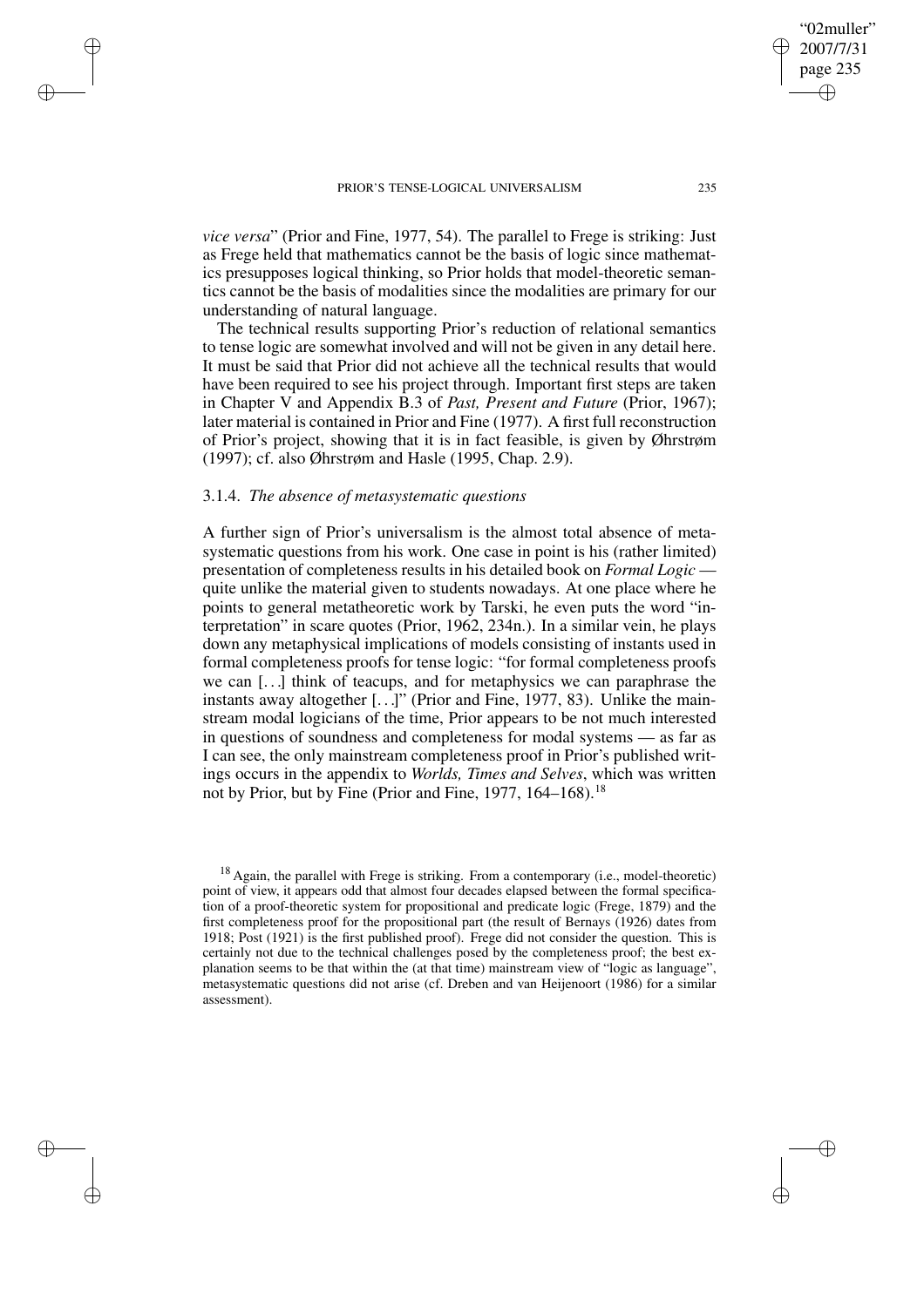*vice versa*" (Prior and Fine, 1977, 54). The parallel to Frege is striking: Just as Frege held that mathematics cannot be the basis of logic since mathematics presupposes logical thinking, so Prior holds that model-theoretic semantics cannot be the basis of modalities since the modalities are primary for our understanding of natural language.

The technical results supporting Prior's reduction of relational semantics to tense logic are somewhat involved and will not be given in any detail here. It must be said that Prior did not achieve all the technical results that would have been required to see his project through. Important first steps are taken in Chapter V and Appendix B.3 of *Past, Present and Future* (Prior, 1967); later material is contained in Prior and Fine (1977). A first full reconstruction of Prior's project, showing that it is in fact feasible, is given by Øhrstrøm (1997); cf. also Øhrstrøm and Hasle (1995, Chap. 2.9).

### 3.1.4. *The absence of metasystematic questions*

A further sign of Prior's universalism is the almost total absence of metasystematic questions from his work. One case in point is his (rather limited) presentation of completeness results in his detailed book on *Formal Logic* — quite unlike the material given to students nowadays. At one place where he points to general metatheoretic work by Tarski, he even puts the word "interpretation" in scare quotes (Prior, 1962, 234n.). In a similar vein, he plays down any metaphysical implications of models consisting of instants used in formal completeness proofs for tense logic: "for formal completeness proofs we can [...] think of teacups, and for metaphysics we can paraphrase the instants away altogether [...]" (Prior and Fine, 1977, 83). Unlike the mainstream modal logicians of the time, Prior appears to be not much interested in questions of soundness and completeness for modal systems — as far as I can see, the only mainstream completeness proof in Prior's published writings occurs in the appendix to *Worlds, Times and Selves*, which was written not by Prior, but by Fine (Prior and Fine, 1977, 164–168).[18]

[18] Again, the parallel with Frege is striking. From a contemporary (i.e., model-theoretic) point of view, it appears odd that almost four decades elapsed between the formal specification of a proof-theoretic system for propositional and predicate logic (Frege, 1879) and the first completeness proof for the propositional part (the result of Bernays (1926) dates from 1918; Post (1921) is the first published proof). Frege did not consider the question. This is certainly not due to the technical challenges posed by the completeness proof; the best explanation seems to be that within the (at that time) mainstream view of "logic as language", metasystematic questions did not arise (cf. Dreben and van Heijenoort (1986) for a similar assessment).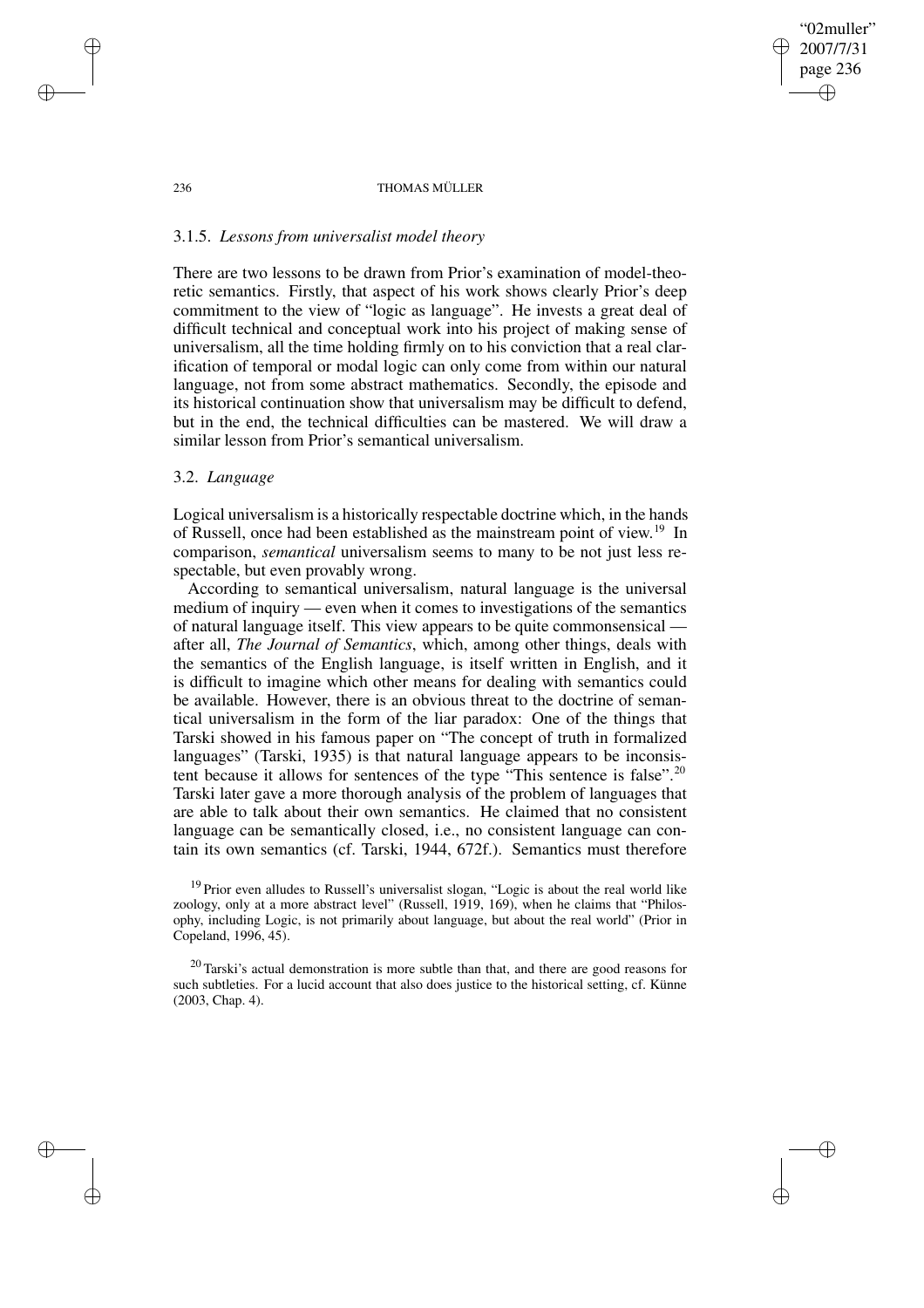### 3.1.5. *Lessons from universalist model theory*

There are two lessons to be drawn from Prior's examination of model-theoretic semantics. Firstly, that aspect of his work shows clearly Prior's deep commitment to the view of "logic as language". He invests a great deal of difficult technical and conceptual work into his project of making sense of universalism, all the time holding firmly on to his conviction that a real clarification of temporal or modal logic can only come from within our natural language, not from some abstract mathematics. Secondly, the episode and its historical continuation show that universalism may be difficult to defend, but in the end, the technical difficulties can be mastered. We will draw a similar lesson from Prior's semantical universalism.

## 3.2. *Language*

Logical universalism is a historically respectable doctrine which, in the hands of Russell, once had been established as the mainstream point of view.[19] In comparison, *semantical* universalism seems to many to be not just less respectable, but even provably wrong.

According to semantical universalism, natural language is the universal medium of inquiry — even when it comes to investigations of the semantics of natural language itself. This view appears to be quite commonsensical — after all, *The Journal of Semantics*, which, among other things, deals with the semantics of the English language, is itself written in English, and it is difficult to imagine which other means for dealing with semantics could be available. However, there is an obvious threat to the doctrine of semantical universalism in the form of the liar paradox: One of the things that Tarski showed in his famous paper on "The concept of truth in formalized languages" (Tarski, 1935) is that natural language appears to be inconsistent because it allows for sentences of the type "This sentence is false".[20] Tarski later gave a more thorough analysis of the problem of languages that are able to talk about their own semantics. He claimed that no consistent language can be semantically closed, i.e., no consistent language can contain its own semantics (cf. Tarski, 1944, 672f.). Semantics must therefore

[19] Prior even alludes to Russell's universalist slogan, "Logic is about the real world like zoology, only at a more abstract level" (Russell, 1919, 169), when he claims that "Philosophy, including Logic, is not primarily about language, but about the real world" (Prior in Copeland, 1996, 45).

[20] Tarski's actual demonstration is more subtle than that, and there are good reasons for such subtleties. For a lucid account that also does justice to the historical setting, cf. Künne (2003, Chap. 4).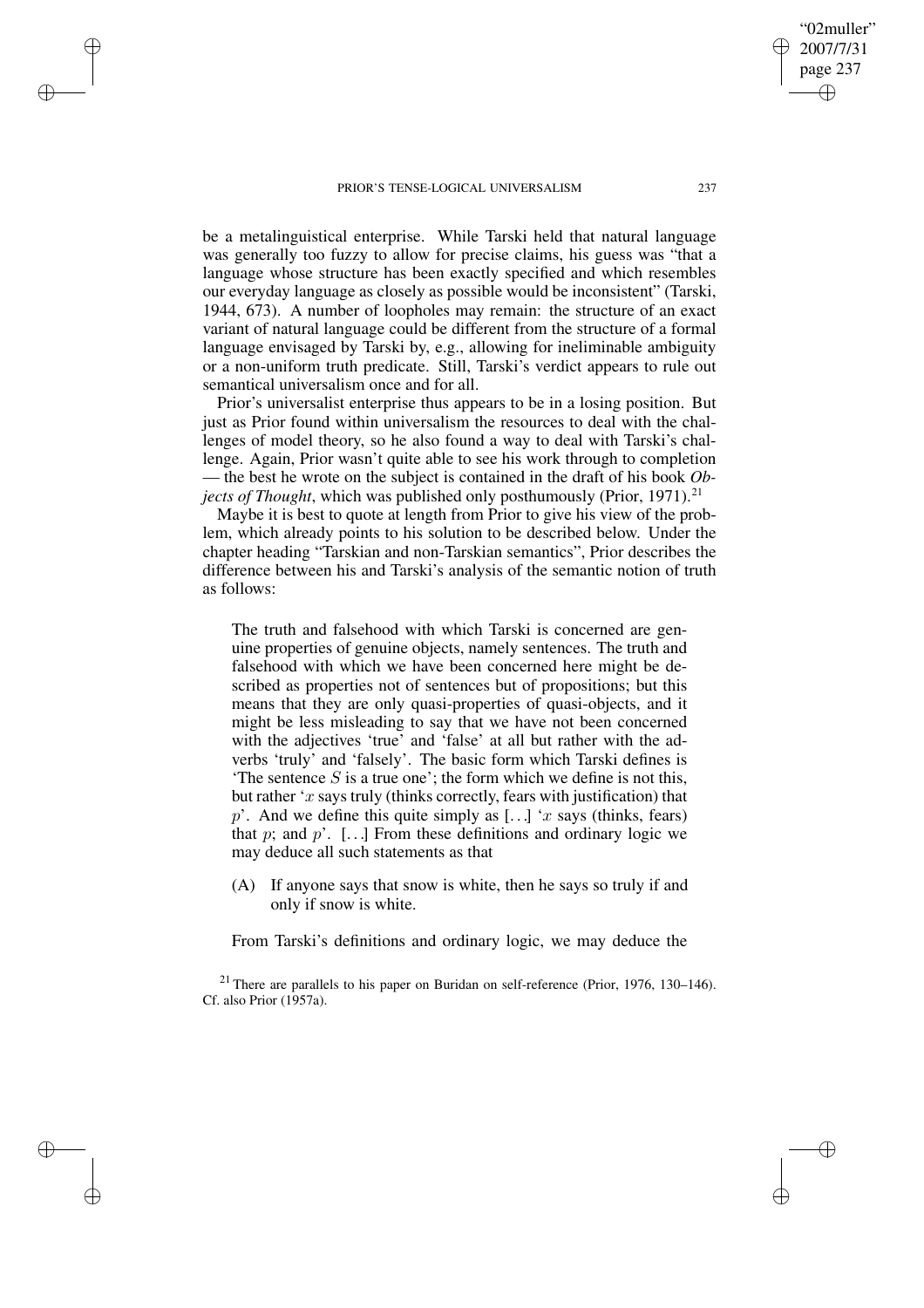be a metalinguistical enterprise. While Tarski held that natural language was generally too fuzzy to allow for precise claims, his guess was "that a language whose structure has been exactly specified and which resembles our everyday language as closely as possible would be inconsistent" (Tarski, 1944, 673). A number of loopholes may remain: the structure of an exact variant of natural language could be different from the structure of a formal language envisaged by Tarski by, e.g., allowing for ineliminable ambiguity or a non-uniform truth predicate. Still, Tarski's verdict appears to rule out semantical universalism once and for all.

Prior's universalist enterprise thus appears to be in a losing position. But just as Prior found within universalism the resources to deal with the challenges of model theory, so he also found a way to deal with Tarski's challenge. Again, Prior wasn't quite able to see his work through to completion — the best he wrote on the subject is contained in the draft of his book *Objects of Thought*, which was published only posthumously (Prior, 1971).[21]

Maybe it is best to quote at length from Prior to give his view of the problem, which already points to his solution to be described below. Under the chapter heading "Tarskian and non-Tarskian semantics", Prior describes the difference between his and Tarski's analysis of the semantic notion of truth as follows:

> The truth and falsehood with which Tarski is concerned are genuine properties of genuine objects, namely sentences. The truth and falsehood with which we have been concerned here might be described as properties not of sentences but of propositions; but this means that they are only quasi-properties of quasi-objects, and it might be less misleading to say that we have not been concerned with the adjectives 'true' and 'false' at all but rather with the adverbs 'truly' and 'falsely'. The basic form which Tarski defines is 'The sentence $S$ is a true one'; the form which we define is not this, but rather '$x$ says truly (thinks correctly, fears with justification) that $p$'. And we define this quite simply as [...] '$x$ says (thinks, fears) that $p$; and $p$'. [...] From these definitions and ordinary logic we may deduce all such statements as that
>
> (A) If anyone says that snow is white, then he says so truly if and only if snow is white.
>
> From Tarski's definitions and ordinary logic, we may deduce the

[21] There are parallels to his paper on Buridan on self-reference (Prior, 1976, 130–146). Cf. also Prior (1957a).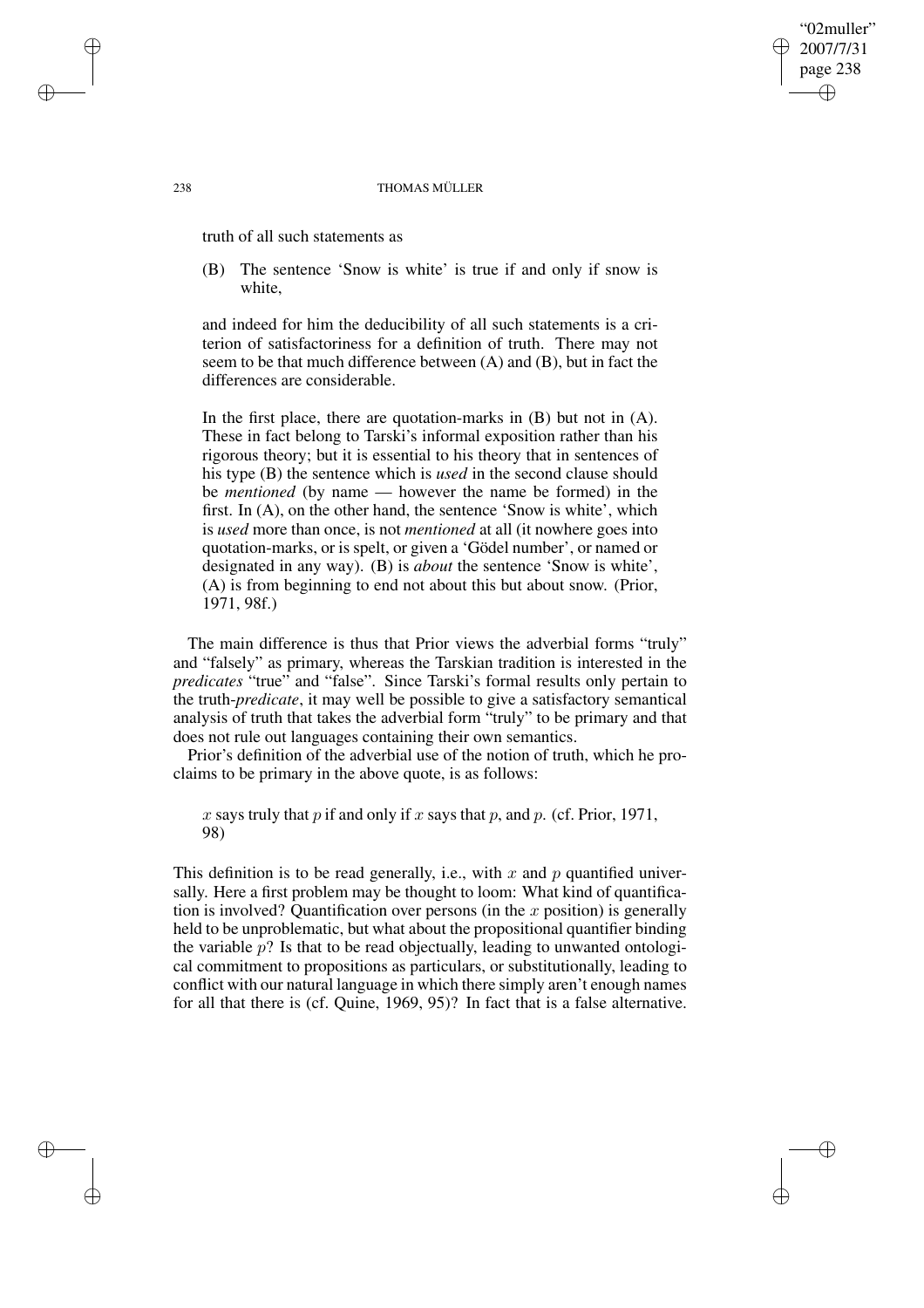truth of all such statements as

(B) The sentence 'Snow is white' is true if and only if snow is white,

and indeed for him the deducibility of all such statements is a criterion of satisfactoriness for a definition of truth. There may not seem to be that much difference between (A) and (B), but in fact the differences are considerable.

In the first place, there are quotation-marks in (B) but not in (A). These in fact belong to Tarski's informal exposition rather than his rigorous theory; but it is essential to his theory that in sentences of his type (B) the sentence which is *used* in the second clause should be *mentioned* (by name — however the name be formed) in the first. In (A), on the other hand, the sentence 'Snow is white', which is *used* more than once, is not *mentioned* at all (it nowhere goes into quotation-marks, or is spelt, or given a 'Gödel number', or named or designated in any way). (B) is *about* the sentence 'Snow is white', (A) is from beginning to end not about this but about snow. (Prior, 1971, 98f.)

The main difference is thus that Prior views the adverbial forms "truly" and "falsely" as primary, whereas the Tarskian tradition is interested in the *predicates* "true" and "false". Since Tarski's formal results only pertain to the truth-*predicate*, it may well be possible to give a satisfactory semantical analysis of truth that takes the adverbial form "truly" to be primary and that does not rule out languages containing their own semantics.

Prior's definition of the adverbial use of the notion of truth, which he proclaims to be primary in the above quote, is as follows:

$x$ says truly that $p$ if and only if $x$ says that $p$, and $p$. (cf. Prior, 1971, 98)

This definition is to be read generally, i.e., with $x$ and $p$ quantified universally. Here a first problem may be thought to loom: What kind of quantification is involved? Quantification over persons (in the $x$ position) is generally held to be unproblematic, but what about the propositional quantifier binding the variable $p$? Is that to be read objectually, leading to unwanted ontological commitment to propositions as particulars, or substitutionally, leading to conflict with our natural language in which there simply aren't enough names for all that there is (cf. Quine, 1969, 95)? In fact that is a false alternative.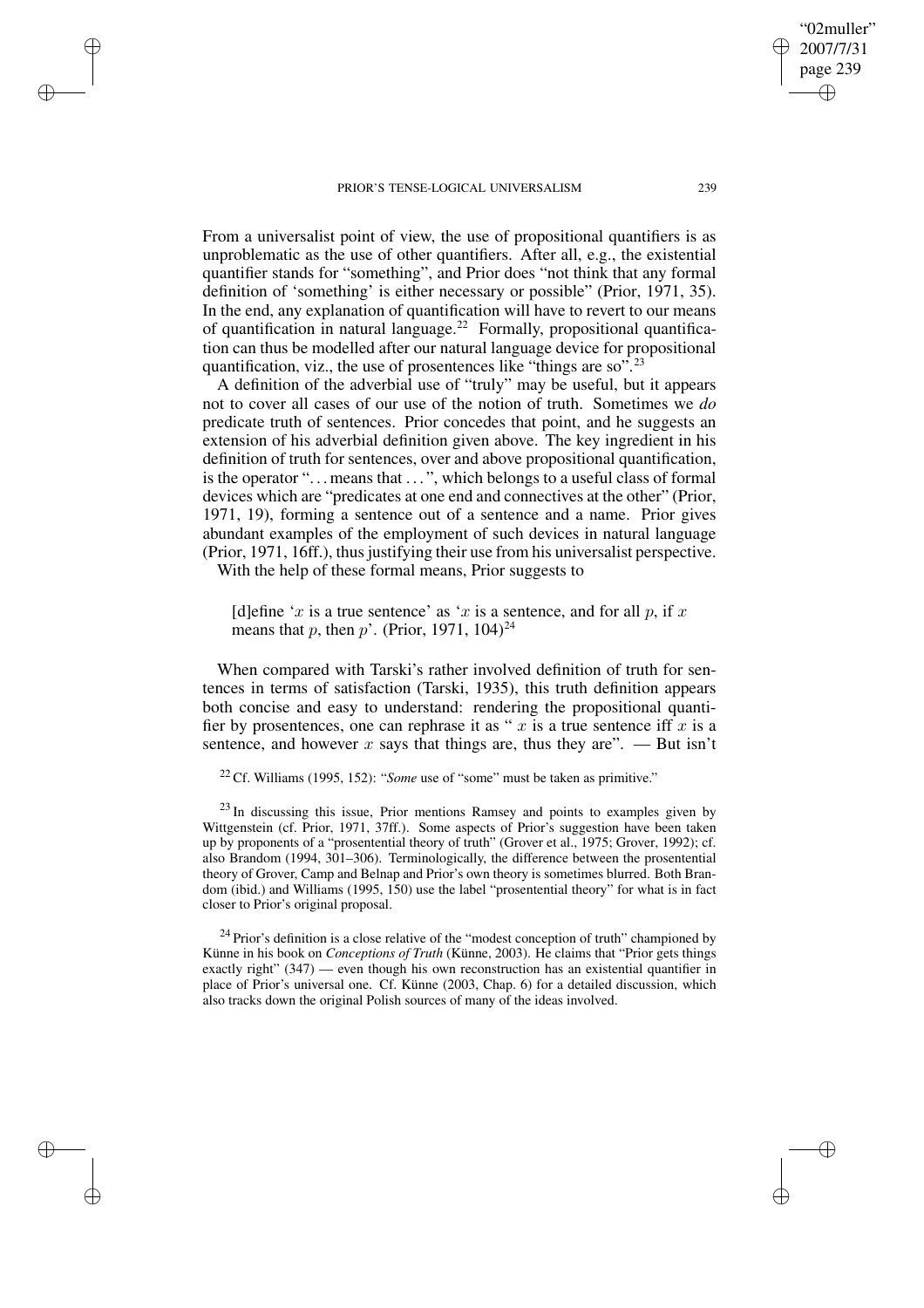From a universalist point of view, the use of propositional quantifiers is as unproblematic as the use of other quantifiers. After all, e.g., the existential quantifier stands for "something", and Prior does "not think that any formal definition of 'something' is either necessary or possible" (Prior, 1971, 35). In the end, any explanation of quantification will have to revert to our means of quantification in natural language.[22] Formally, propositional quantification can thus be modelled after our natural language device for propositional quantification, viz., the use of prosentences like "things are so".[23]

A definition of the adverbial use of "truly" may be useful, but it appears not to cover all cases of our use of the notion of truth. Sometimes we *do* predicate truth of sentences. Prior concedes that point, and he suggests an extension of his adverbial definition given above. The key ingredient in his definition of truth for sentences, over and above propositional quantification, is the operator "... means that ... ", which belongs to a useful class of formal devices which are "predicates at one end and connectives at the other" (Prior, 1971, 19), forming a sentence out of a sentence and a name. Prior gives abundant examples of the employment of such devices in natural language (Prior, 1971, 16ff.), thus justifying their use from his universalist perspective.

With the help of these formal means, Prior suggests to

> [d]efine '$x$ is a true sentence' as '$x$ is a sentence, and for all $p$, if $x$ means that $p$, then $p$'. (Prior, 1971, 104)[24]

When compared with Tarski's rather involved definition of truth for sentences in terms of satisfaction (Tarski, 1935), this truth definition appears both concise and easy to understand: rendering the propositional quantifier by prosentences, one can rephrase it as " $x$ is a true sentence iff $x$ is a sentence, and however $x$ says that things are, thus they are". — But isn't

[22] Cf. Williams (1995, 152): "*Some* use of "some" must be taken as primitive."

[23] In discussing this issue, Prior mentions Ramsey and points to examples given by Wittgenstein (cf. Prior, 1971, 37ff.). Some aspects of Prior's suggestion have been taken up by proponents of a "prosentential theory of truth" (Grover et al., 1975; Grover, 1992); cf. also Brandom (1994, 301–306). Terminologically, the difference between the prosentential theory of Grover, Camp and Belnap and Prior's own theory is sometimes blurred. Both Brandom (ibid.) and Williams (1995, 150) use the label "prosentential theory" for what is in fact closer to Prior's original proposal.

[24] Prior's definition is a close relative of the "modest conception of truth" championed by Künne in his book on *Conceptions of Truth* (Künne, 2003). He claims that "Prior gets things exactly right" (347) — even though his own reconstruction has an existential quantifier in place of Prior's universal one. Cf. Künne (2003, Chap. 6) for a detailed discussion, which also tracks down the original Polish sources of many of the ideas involved.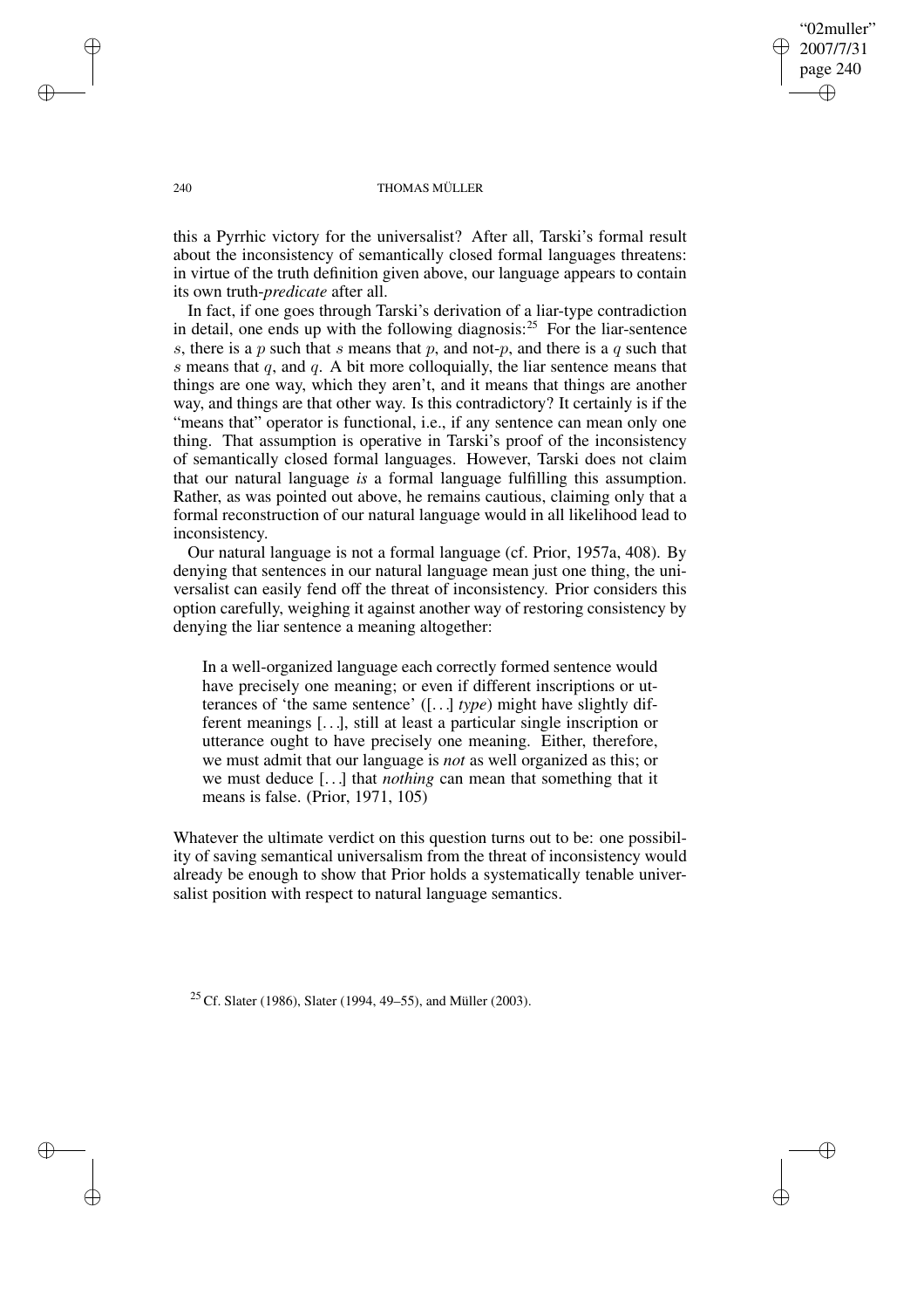this a Pyrrhic victory for the universalist? After all, Tarski's formal result about the inconsistency of semantically closed formal languages threatens: in virtue of the truth definition given above, our language appears to contain its own truth-*predicate* after all.

In fact, if one goes through Tarski's derivation of a liar-type contradiction in detail, one ends up with the following diagnosis:[25] For the liar-sentence $s$, there is a $p$ such that $s$ means that $p$, and not-$p$, and there is a $q$ such that $s$ means that $q$, and $q$. A bit more colloquially, the liar sentence means that things are one way, which they aren't, and it means that things are another way, and things are that other way. Is this contradictory? It certainly is if the "means that" operator is functional, i.e., if any sentence can mean only one thing. That assumption is operative in Tarski's proof of the inconsistency of semantically closed formal languages. However, Tarski does not claim that our natural language *is* a formal language fulfilling this assumption. Rather, as was pointed out above, he remains cautious, claiming only that a formal reconstruction of our natural language would in all likelihood lead to inconsistency.

Our natural language is not a formal language (cf. Prior, 1957a, 408). By denying that sentences in our natural language mean just one thing, the universalist can easily fend off the threat of inconsistency. Prior considers this option carefully, weighing it against another way of restoring consistency by denying the liar sentence a meaning altogether:

> In a well-organized language each correctly formed sentence would have precisely one meaning; or even if different inscriptions or utterances of 'the same sentence' ([...] *type*) might have slightly different meanings [...], still at least a particular single inscription or utterance ought to have precisely one meaning. Either, therefore, we must admit that our language is *not* as well organized as this; or we must deduce [...] that *nothing* can mean that something that it means is false. (Prior, 1971, 105)

Whatever the ultimate verdict on this question turns out to be: one possibility of saving semantical universalism from the threat of inconsistency would already be enough to show that Prior holds a systematically tenable universalist position with respect to natural language semantics.

[25] Cf. Slater (1986), Slater (1994, 49–55), and Müller (2003).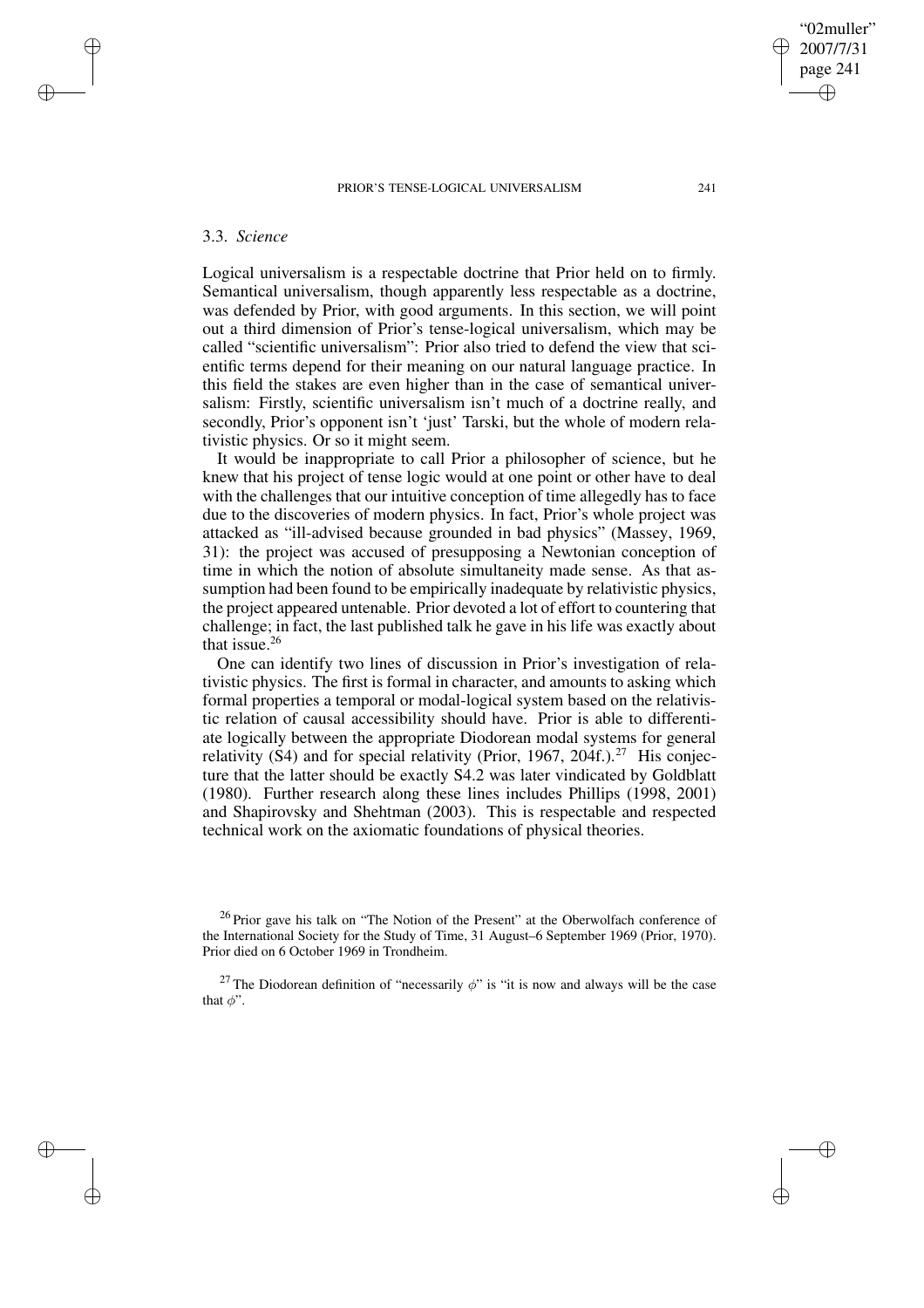### 3.3. *Science*

Logical universalism is a respectable doctrine that Prior held on to firmly. Semantical universalism, though apparently less respectable as a doctrine, was defended by Prior, with good arguments. In this section, we will point out a third dimension of Prior's tense-logical universalism, which may be called "scientific universalism": Prior also tried to defend the view that scientific terms depend for their meaning on our natural language practice. In this field the stakes are even higher than in the case of semantical universalism: Firstly, scientific universalism isn't much of a doctrine really, and secondly, Prior's opponent isn't 'just' Tarski, but the whole of modern relativistic physics. Or so it might seem.

It would be inappropriate to call Prior a philosopher of science, but he knew that his project of tense logic would at one point or other have to deal with the challenges that our intuitive conception of time allegedly has to face due to the discoveries of modern physics. In fact, Prior's whole project was attacked as "ill-advised because grounded in bad physics" (Massey, 1969, 31): the project was accused of presupposing a Newtonian conception of time in which the notion of absolute simultaneity made sense. As that assumption had been found to be empirically inadequate by relativistic physics, the project appeared untenable. Prior devoted a lot of effort to countering that challenge; in fact, the last published talk he gave in his life was exactly about that issue.[26]

One can identify two lines of discussion in Prior's investigation of relativistic physics. The first is formal in character, and amounts to asking which formal properties a temporal or modal-logical system based on the relativistic relation of causal accessibility should have. Prior is able to differentiate logically between the appropriate Diodorean modal systems for general relativity (S4) and for special relativity (Prior, 1967, 204f.).[27] His conjecture that the latter should be exactly S4.2 was later vindicated by Goldblatt (1980). Further research along these lines includes Phillips (1998, 2001) and Shapirovsky and Shehtman (2003). This is respectable and respected technical work on the axiomatic foundations of physical theories.

[26] Prior gave his talk on "The Notion of the Present" at the Oberwolfach conference of the International Society for the Study of Time, 31 August–6 September 1969 (Prior, 1970). Prior died on 6 October 1969 in Trondheim.

[27] The Diodorean definition of "necessarily $\phi$" is "it is now and always will be the case that $\phi$".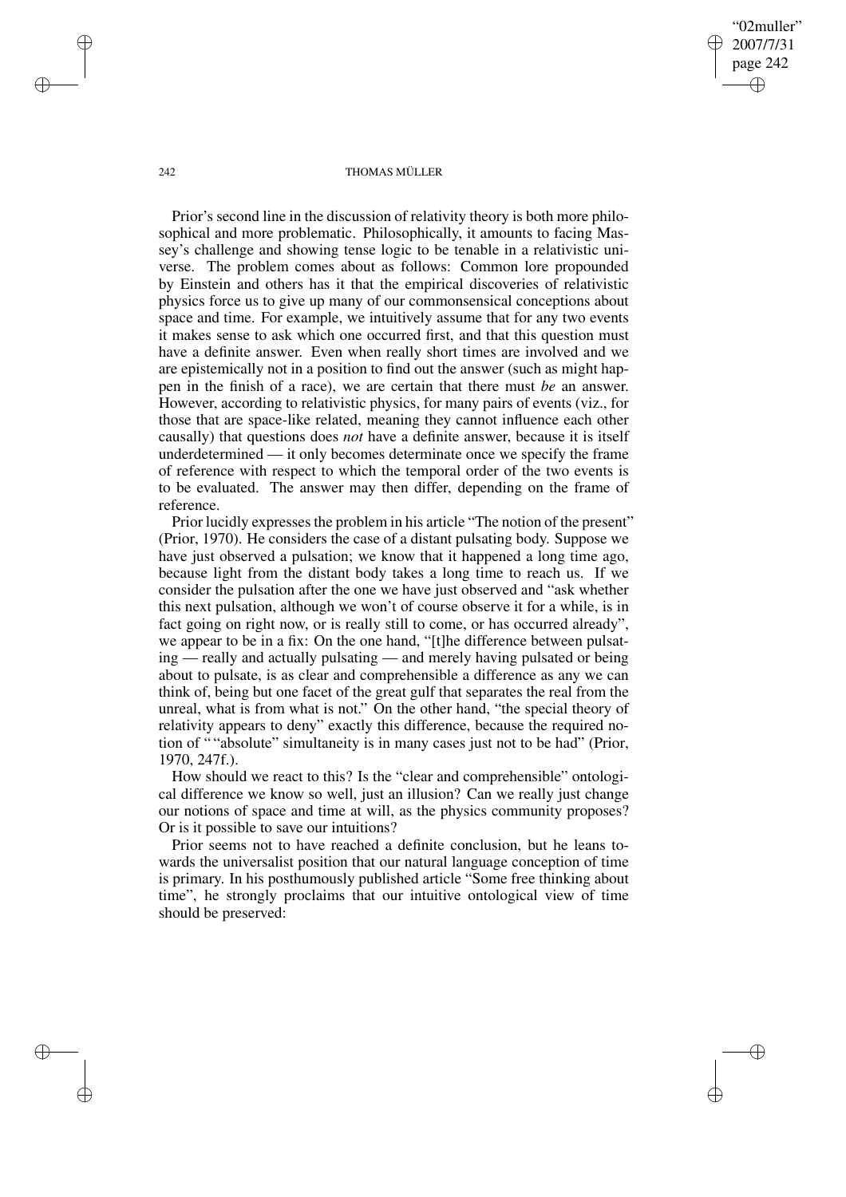Prior's second line in the discussion of relativity theory is both more philosophical and more problematic. Philosophically, it amounts to facing Massey's challenge and showing tense logic to be tenable in a relativistic universe. The problem comes about as follows: Common lore propounded by Einstein and others has it that the empirical discoveries of relativistic physics force us to give up many of our commonsensical conceptions about space and time. For example, we intuitively assume that for any two events it makes sense to ask which one occurred first, and that this question must have a definite answer. Even when really short times are involved and we are epistemically not in a position to find out the answer (such as might happen in the finish of a race), we are certain that there must *be* an answer. However, according to relativistic physics, for many pairs of events (viz., for those that are space-like related, meaning they cannot influence each other causally) that questions does *not* have a definite answer, because it is itself underdetermined — it only becomes determinate once we specify the frame of reference with respect to which the temporal order of the two events is to be evaluated. The answer may then differ, depending on the frame of reference.

Prior lucidly expresses the problem in his article "The notion of the present" (Prior, 1970). He considers the case of a distant pulsating body. Suppose we have just observed a pulsation; we know that it happened a long time ago, because light from the distant body takes a long time to reach us. If we consider the pulsation after the one we have just observed and "ask whether this next pulsation, although we won't of course observe it for a while, is in fact going on right now, or is really still to come, or has occurred already", we appear to be in a fix: On the one hand, "[t]he difference between pulsating — really and actually pulsating — and merely having pulsated or being about to pulsate, is as clear and comprehensible a difference as any we can think of, being but one facet of the great gulf that separates the real from the unreal, what is from what is not." On the other hand, "the special theory of relativity appears to deny" exactly this difference, because the required notion of "“absolute” simultaneity is in many cases just not to be had" (Prior, 1970, 247f.).

How should we react to this? Is the "clear and comprehensible" ontological difference we know so well, just an illusion? Can we really just change our notions of space and time at will, as the physics community proposes? Or is it possible to save our intuitions?

Prior seems not to have reached a definite conclusion, but he leans towards the universalist position that our natural language conception of time is primary. In his posthumously published article "Some free thinking about time", he strongly proclaims that our intuitive ontological view of time should be preserved: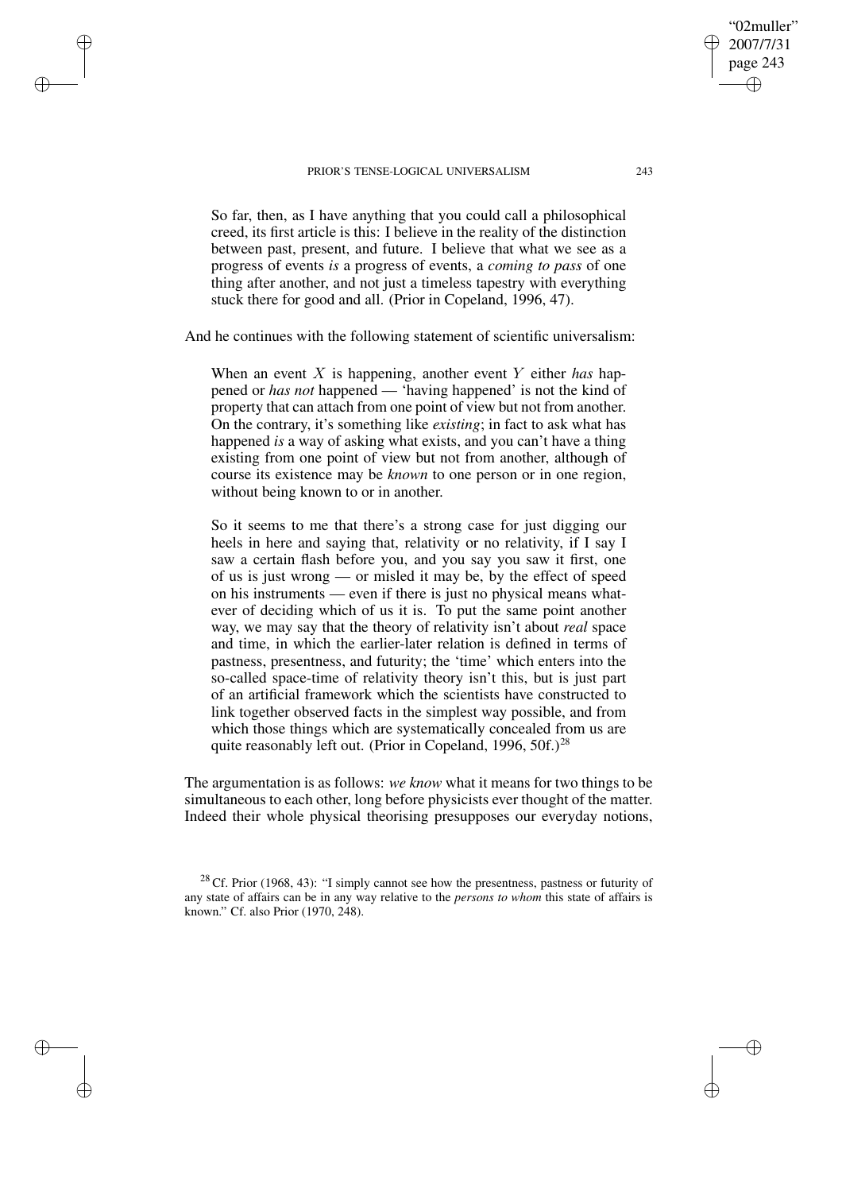> So far, then, as I have anything that you could call a philosophical creed, its first article is this: I believe in the reality of the distinction between past, present, and future. I believe that what we see as a progress of events *is* a progress of events, a *coming to pass* of one thing after another, and not just a timeless tapestry with everything stuck there for good and all. (Prior in Copeland, 1996, 47).

And he continues with the following statement of scientific universalism:

> When an event $X$ is happening, another event $Y$ either *has* happened or *has not* happened — 'having happened' is not the kind of property that can attach from one point of view but not from another. On the contrary, it's something like *existing*; in fact to ask what has happened *is* a way of asking what exists, and you can't have a thing existing from one point of view but not from another, although of course its existence may be *known* to one person or in one region, without being known to or in another.
>
> So it seems to me that there's a strong case for just digging our heels in here and saying that, relativity or no relativity, if I say I saw a certain flash before you, and you say you saw it first, one of us is just wrong — or misled it may be, by the effect of speed on his instruments — even if there is just no physical means whatever of deciding which of us it is. To put the same point another way, we may say that the theory of relativity isn't about *real* space and time, in which the earlier-later relation is defined in terms of pastness, presentness, and futurity; the 'time' which enters into the so-called space-time of relativity theory isn't this, but is just part of an artificial framework which the scientists have constructed to link together observed facts in the simplest way possible, and from which those things which are systematically concealed from us are quite reasonably left out. (Prior in Copeland, 1996, 50f.)[28]

The argumentation is as follows: *we know* what it means for two things to be simultaneous to each other, long before physicists ever thought of the matter. Indeed their whole physical theorising presupposes our everyday notions,

[28] Cf. Prior (1968, 43): "I simply cannot see how the presentness, pastness or futurity of any state of affairs can be in any way relative to the *persons to whom* this state of affairs is known." Cf. also Prior (1970, 248).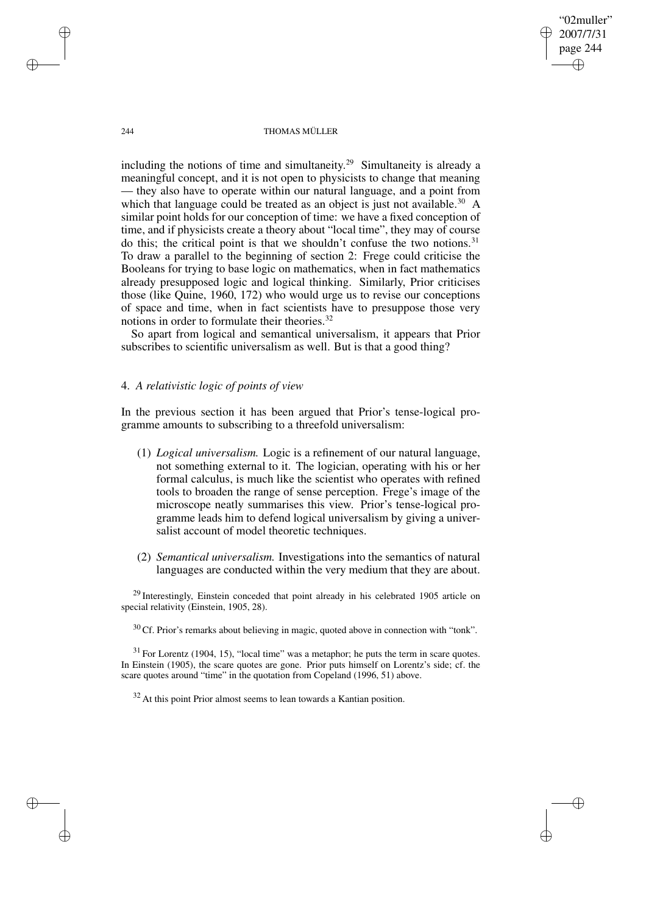including the notions of time and simultaneity.[29] Simultaneity is already a meaningful concept, and it is not open to physicists to change that meaning — they also have to operate within our natural language, and a point from which that language could be treated as an object is just not available.[30] A similar point holds for our conception of time: we have a fixed conception of time, and if physicists create a theory about "local time", they may of course do this; the critical point is that we shouldn't confuse the two notions.[31] To draw a parallel to the beginning of section 2: Frege could criticise the Booleans for trying to base logic on mathematics, when in fact mathematics already presupposed logic and logical thinking. Similarly, Prior criticises those (like Quine, 1960, 172) who would urge us to revise our conceptions of space and time, when in fact scientists have to presuppose those very notions in order to formulate their theories.[32]

So apart from logical and semantical universalism, it appears that Prior subscribes to scientific universalism as well. But is that a good thing?

## 4. *A relativistic logic of points of view*

In the previous section it has been argued that Prior's tense-logical programme amounts to subscribing to a threefold universalism:

(1) *Logical universalism.* Logic is a refinement of our natural language, not something external to it. The logician, operating with his or her formal calculus, is much like the scientist who operates with refined tools to broaden the range of sense perception. Frege's image of the microscope neatly summarises this view. Prior's tense-logical programme leads him to defend logical universalism by giving a universalist account of model theoretic techniques.

(2) *Semantical universalism.* Investigations into the semantics of natural languages are conducted within the very medium that they are about.

[29] Interestingly, Einstein conceded that point already in his celebrated 1905 article on special relativity (Einstein, 1905, 28).

[30] Cf. Prior's remarks about believing in magic, quoted above in connection with "tonk".

[31] For Lorentz (1904, 15), "local time" was a metaphor; he puts the term in scare quotes. In Einstein (1905), the scare quotes are gone. Prior puts himself on Lorentz's side; cf. the scare quotes around "time" in the quotation from Copeland (1996, 51) above.

[32] At this point Prior almost seems to lean towards a Kantian position.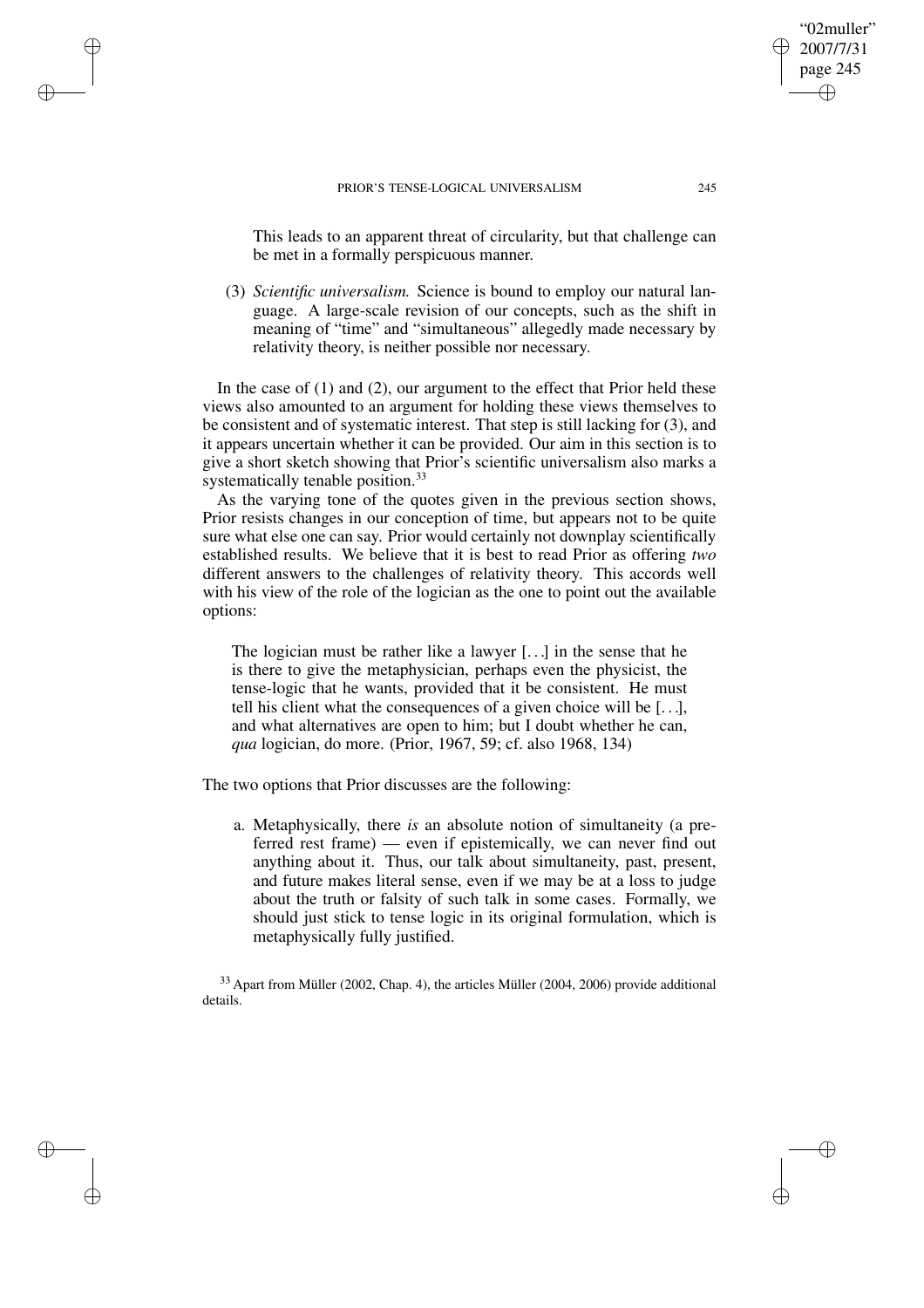This leads to an apparent threat of circularity, but that challenge can be met in a formally perspicuous manner.

(3) *Scientific universalism.* Science is bound to employ our natural language. A large-scale revision of our concepts, such as the shift in meaning of "time" and "simultaneous" allegedly made necessary by relativity theory, is neither possible nor necessary.

In the case of (1) and (2), our argument to the effect that Prior held these views also amounted to an argument for holding these views themselves to be consistent and of systematic interest. That step is still lacking for (3), and it appears uncertain whether it can be provided. Our aim in this section is to give a short sketch showing that Prior's scientific universalism also marks a systematically tenable position.[33]

As the varying tone of the quotes given in the previous section shows, Prior resists changes in our conception of time, but appears not to be quite sure what else one can say. Prior would certainly not downplay scientifically established results. We believe that it is best to read Prior as offering *two* different answers to the challenges of relativity theory. This accords well with his view of the role of the logician as the one to point out the available options:

> The logician must be rather like a lawyer [...] in the sense that he is there to give the metaphysician, perhaps even the physicist, the tense-logic that he wants, provided that it be consistent. He must tell his client what the consequences of a given choice will be [...], and what alternatives are open to him; but I doubt whether he can, *qua* logician, do more. (Prior, 1967, 59; cf. also 1968, 134)

The two options that Prior discusses are the following:

a. Metaphysically, there *is* an absolute notion of simultaneity (a preferred rest frame) — even if epistemically, we can never find out anything about it. Thus, our talk about simultaneity, past, present, and future makes literal sense, even if we may be at a loss to judge about the truth or falsity of such talk in some cases. Formally, we should just stick to tense logic in its original formulation, which is metaphysically fully justified.

[33] Apart from Müller (2002, Chap. 4), the articles Müller (2004, 2006) provide additional details.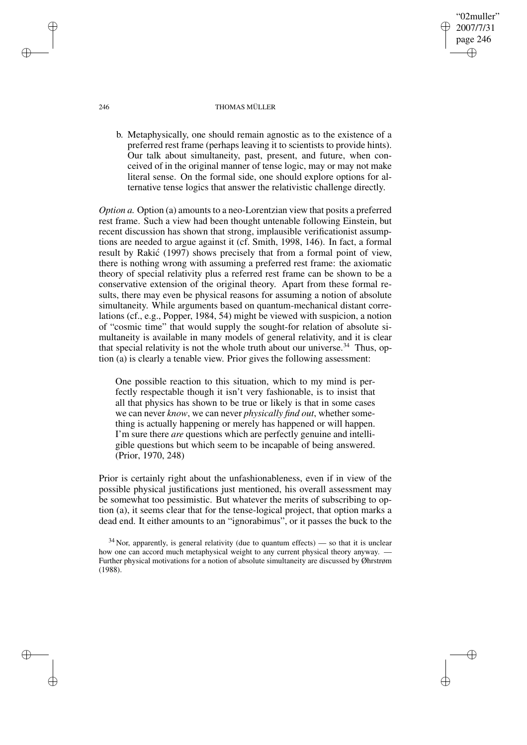b. Metaphysically, one should remain agnostic as to the existence of a preferred rest frame (perhaps leaving it to scientists to provide hints). Our talk about simultaneity, past, present, and future, when conceived of in the original manner of tense logic, may or may not make literal sense. On the formal side, one should explore options for alternative tense logics that answer the relativistic challenge directly.

*Option a.* Option (a) amounts to a neo-Lorentzian view that posits a preferred rest frame. Such a view had been thought untenable following Einstein, but recent discussion has shown that strong, implausible verificationist assumptions are needed to argue against it (cf. Smith, 1998, 146). In fact, a formal result by Rakić (1997) shows precisely that from a formal point of view, there is nothing wrong with assuming a preferred rest frame: the axiomatic theory of special relativity plus a referred rest frame can be shown to be a conservative extension of the original theory. Apart from these formal results, there may even be physical reasons for assuming a notion of absolute simultaneity. While arguments based on quantum-mechanical distant correlations (cf., e.g., Popper, 1984, 54) might be viewed with suspicion, a notion of "cosmic time" that would supply the sought-for relation of absolute simultaneity is available in many models of general relativity, and it is clear that special relativity is not the whole truth about our universe.[34] Thus, option (a) is clearly a tenable view. Prior gives the following assessment:

> One possible reaction to this situation, which to my mind is perfectly respectable though it isn't very fashionable, is to insist that all that physics has shown to be true or likely is that in some cases we can never *know*, we can never *physically find out*, whether something is actually happening or merely has happened or will happen. I'm sure there *are* questions which are perfectly genuine and intelligible questions but which seem to be incapable of being answered. (Prior, 1970, 248)

Prior is certainly right about the unfashionableness, even if in view of the possible physical justifications just mentioned, his overall assessment may be somewhat too pessimistic. But whatever the merits of subscribing to option (a), it seems clear that for the tense-logical project, that option marks a dead end. It either amounts to an "ignorabimus", or it passes the buck to the

[34] Nor, apparently, is general relativity (due to quantum effects) — so that it is unclear how one can accord much metaphysical weight to any current physical theory anyway. — Further physical motivations for a notion of absolute simultaneity are discussed by Øhrstrøm (1988).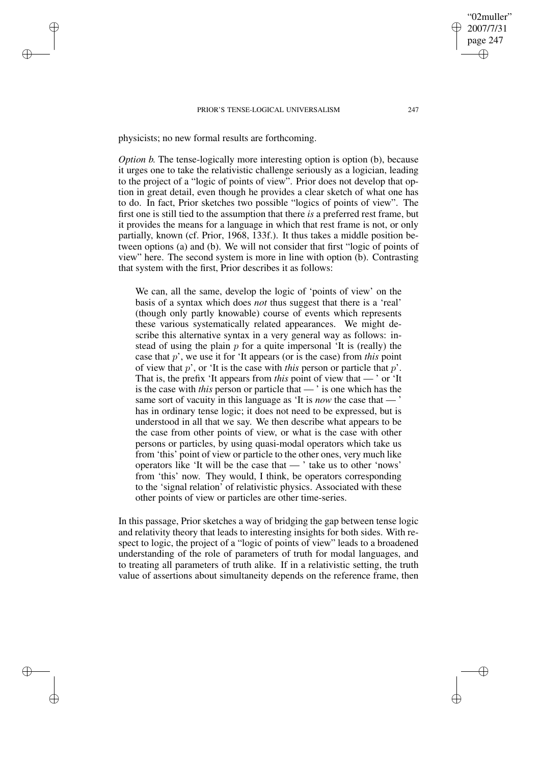physicists; no new formal results are forthcoming.

*Option b*. The tense-logically more interesting option is option (b), because it urges one to take the relativistic challenge seriously as a logician, leading to the project of a "logic of points of view". Prior does not develop that option in great detail, even though he provides a clear sketch of what one has to do. In fact, Prior sketches two possible "logics of points of view". The first one is still tied to the assumption that there *is* a preferred rest frame, but it provides the means for a language in which that rest frame is not, or only partially, known (cf. Prior, 1968, 133f.). It thus takes a middle position between options (a) and (b). We will not consider that first "logic of points of view" here. The second system is more in line with option (b). Contrasting that system with the first, Prior describes it as follows:

> We can, all the same, develop the logic of 'points of view' on the basis of a syntax which does *not* thus suggest that there is a 'real' (though only partly knowable) course of events which represents these various systematically related appearances. We might describe this alternative syntax in a very general way as follows: instead of using the plain $p$ for a quite impersonal 'It is (really) the case that $p$', we use it for 'It appears (or is the case) from *this* point of view that $p$', or 'It is the case with *this* person or particle that $p$'. That is, the prefix 'It appears from *this* point of view that — ' or 'It is the case with *this* person or particle that — ' is one which has the same sort of vacuity in this language as 'It is *now* the case that — ' has in ordinary tense logic; it does not need to be expressed, but is understood in all that we say. We then describe what appears to be the case from other points of view, or what is the case with other persons or particles, by using quasi-modal operators which take us from 'this' point of view or particle to the other ones, very much like operators like 'It will be the case that — ' take us to other 'nows' from 'this' now. They would, I think, be operators corresponding to the 'signal relation' of relativistic physics. Associated with these other points of view or particles are other time-series.

In this passage, Prior sketches a way of bridging the gap between tense logic and relativity theory that leads to interesting insights for both sides. With respect to logic, the project of a "logic of points of view" leads to a broadened understanding of the role of parameters of truth for modal languages, and to treating all parameters of truth alike. If in a relativistic setting, the truth value of assertions about simultaneity depends on the reference frame, then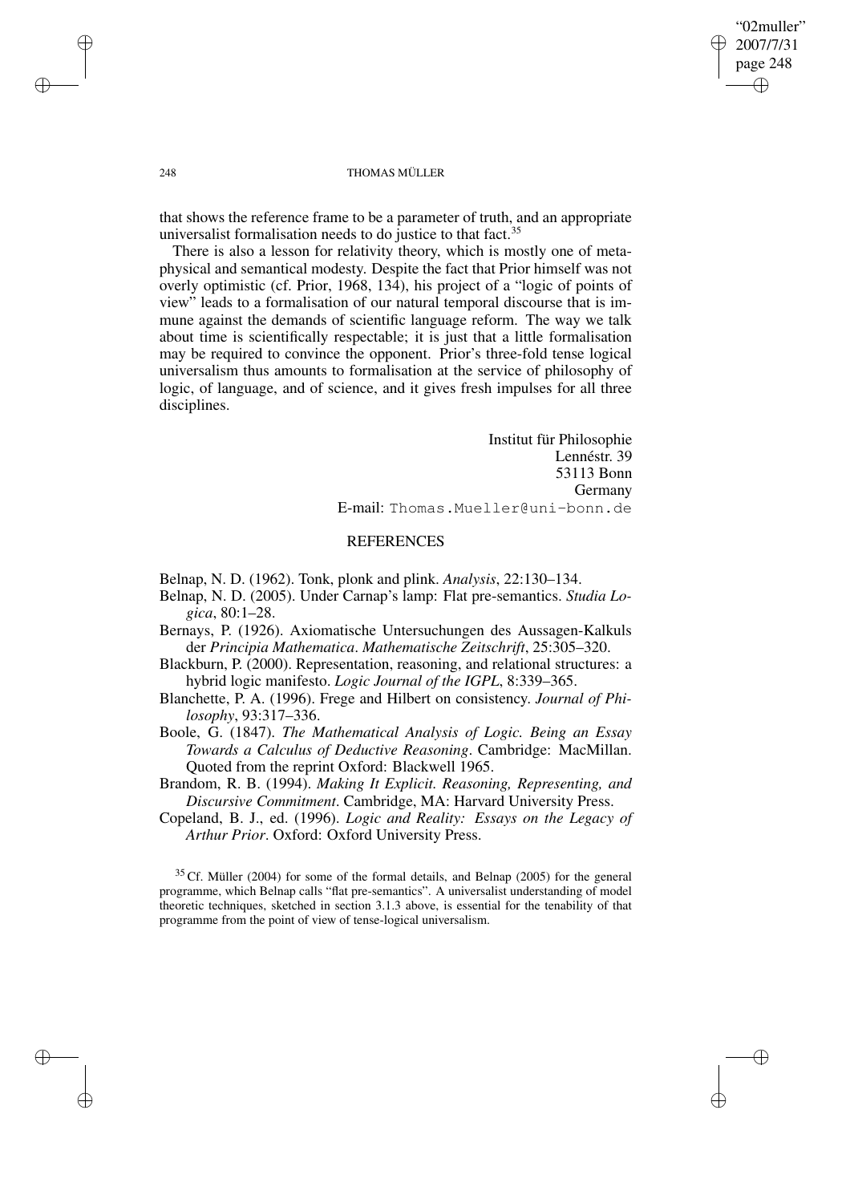that shows the reference frame to be a parameter of truth, and an appropriate universalist formalisation needs to do justice to that fact.[35]

There is also a lesson for relativity theory, which is mostly one of metaphysical and semantical modesty. Despite the fact that Prior himself was not overly optimistic (cf. Prior, 1968, 134), his project of a "logic of points of view" leads to a formalisation of our natural temporal discourse that is immune against the demands of scientific language reform. The way we talk about time is scientifically respectable; it is just that a little formalisation may be required to convince the opponent. Prior's three-fold tense logical universalism thus amounts to formalisation at the service of philosophy of logic, of language, and of science, and it gives fresh impulses for all three disciplines.

Institut für Philosophie
Lennéstr. 39
53113 Bonn
Germany
E-mail: Thomas.Mueller@uni-bonn.de

## REFERENCES

Belnap, N. D. (1962). Tonk, plonk and plink. *Analysis*, 22:130–134.

Belnap, N. D. (2005). Under Carnap's lamp: Flat pre-semantics. *Studia Logica*, 80:1–28.

Bernays, P. (1926). Axiomatische Untersuchungen des Aussagen-Kalkuls der *Principia Mathematica*. *Mathematische Zeitschrift*, 25:305–320.

Blackburn, P. (2000). Representation, reasoning, and relational structures: a hybrid logic manifesto. *Logic Journal of the IGPL*, 8:339–365.

Blanchette, P. A. (1996). Frege and Hilbert on consistency. *Journal of Philosophy*, 93:317–336.

Boole, G. (1847). *The Mathematical Analysis of Logic. Being an Essay Towards a Calculus of Deductive Reasoning*. Cambridge: MacMillan. Quoted from the reprint Oxford: Blackwell 1965.

Brandom, R. B. (1994). *Making It Explicit. Reasoning, Representing, and Discursive Commitment*. Cambridge, MA: Harvard University Press.

Copeland, B. J., ed. (1996). *Logic and Reality: Essays on the Legacy of Arthur Prior*. Oxford: Oxford University Press.

[35] Cf. Müller (2004) for some of the formal details, and Belnap (2005) for the general programme, which Belnap calls "flat pre-semantics". A universalist understanding of model theoretic techniques, sketched in section 3.1.3 above, is essential for the tenability of that programme from the point of view of tense-logical universalism.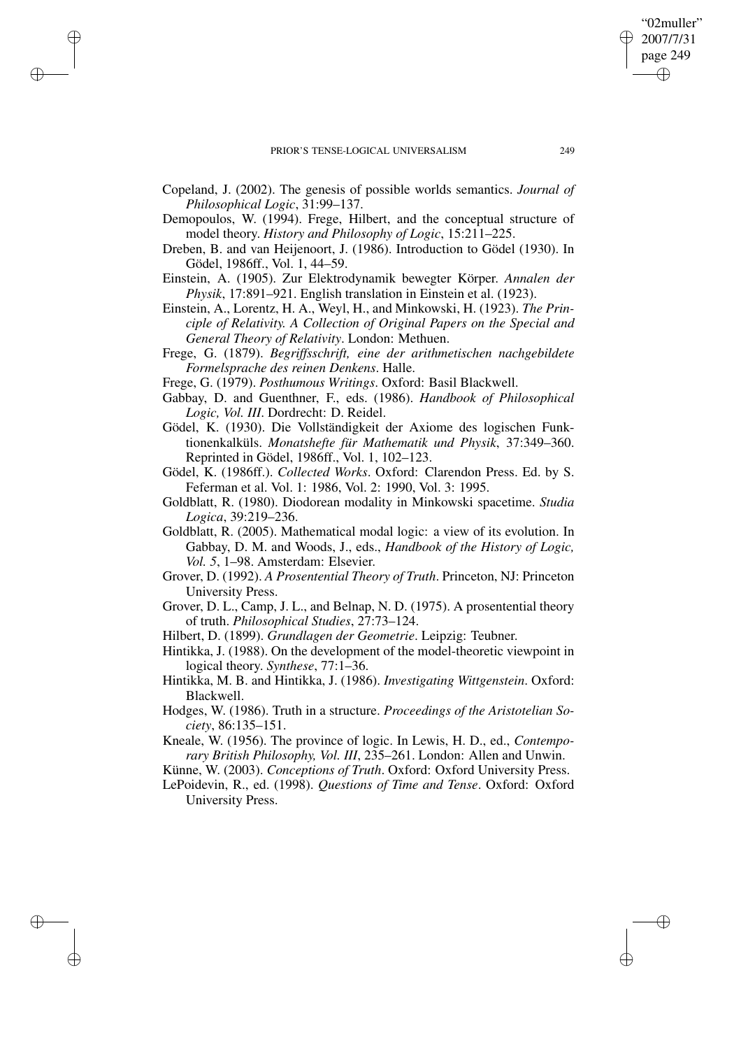Copeland, J. (2002). The genesis of possible worlds semantics. *Journal of Philosophical Logic*, 31:99–137.

Demopoulos, W. (1994). Frege, Hilbert, and the conceptual structure of model theory. *History and Philosophy of Logic*, 15:211–225.

Dreben, B. and van Heijenoort, J. (1986). Introduction to Gödel (1930). In Gödel, 1986ff., Vol. 1, 44–59.

Einstein, A. (1905). Zur Elektrodynamik bewegter Körper. *Annalen der Physik*, 17:891–921. English translation in Einstein et al. (1923).

Einstein, A., Lorentz, H. A., Weyl, H., and Minkowski, H. (1923). *The Principle of Relativity. A Collection of Original Papers on the Special and General Theory of Relativity*. London: Methuen.

Frege, G. (1879). *Begriffsschrift, eine der arithmetischen nachgebildete Formelsprache des reinen Denkens*. Halle.

Frege, G. (1979). *Posthumous Writings*. Oxford: Basil Blackwell.

Gabbay, D. and Guenthner, F., eds. (1986). *Handbook of Philosophical Logic, Vol. III*. Dordrecht: D. Reidel.

Gödel, K. (1930). Die Vollständigkeit der Axiome des logischen Funktionenkalküls. *Monatshefte für Mathematik und Physik*, 37:349–360. Reprinted in Gödel, 1986ff., Vol. 1, 102–123.

Gödel, K. (1986ff.). *Collected Works*. Oxford: Clarendon Press. Ed. by S. Feferman et al. Vol. 1: 1986, Vol. 2: 1990, Vol. 3: 1995.

Goldblatt, R. (1980). Diodorean modality in Minkowski spacetime. *Studia Logica*, 39:219–236.

Goldblatt, R. (2005). Mathematical modal logic: a view of its evolution. In Gabbay, D. M. and Woods, J., eds., *Handbook of the History of Logic, Vol. 5*, 1–98. Amsterdam: Elsevier.

Grover, D. (1992). *A Prosentential Theory of Truth*. Princeton, NJ: Princeton University Press.

Grover, D. L., Camp, J. L., and Belnap, N. D. (1975). A prosentential theory of truth. *Philosophical Studies*, 27:73–124.

Hilbert, D. (1899). *Grundlagen der Geometrie*. Leipzig: Teubner.

Hintikka, J. (1988). On the development of the model-theoretic viewpoint in logical theory. *Synthese*, 77:1–36.

Hintikka, M. B. and Hintikka, J. (1986). *Investigating Wittgenstein*. Oxford: Blackwell.

Hodges, W. (1986). Truth in a structure. *Proceedings of the Aristotelian Society*, 86:135–151.

Kneale, W. (1956). The province of logic. In Lewis, H. D., ed., *Contemporary British Philosophy, Vol. III*, 235–261. London: Allen and Unwin.

Künne, W. (2003). *Conceptions of Truth*. Oxford: Oxford University Press.

LePoidevin, R., ed. (1998). *Questions of Time and Tense*. Oxford: Oxford University Press.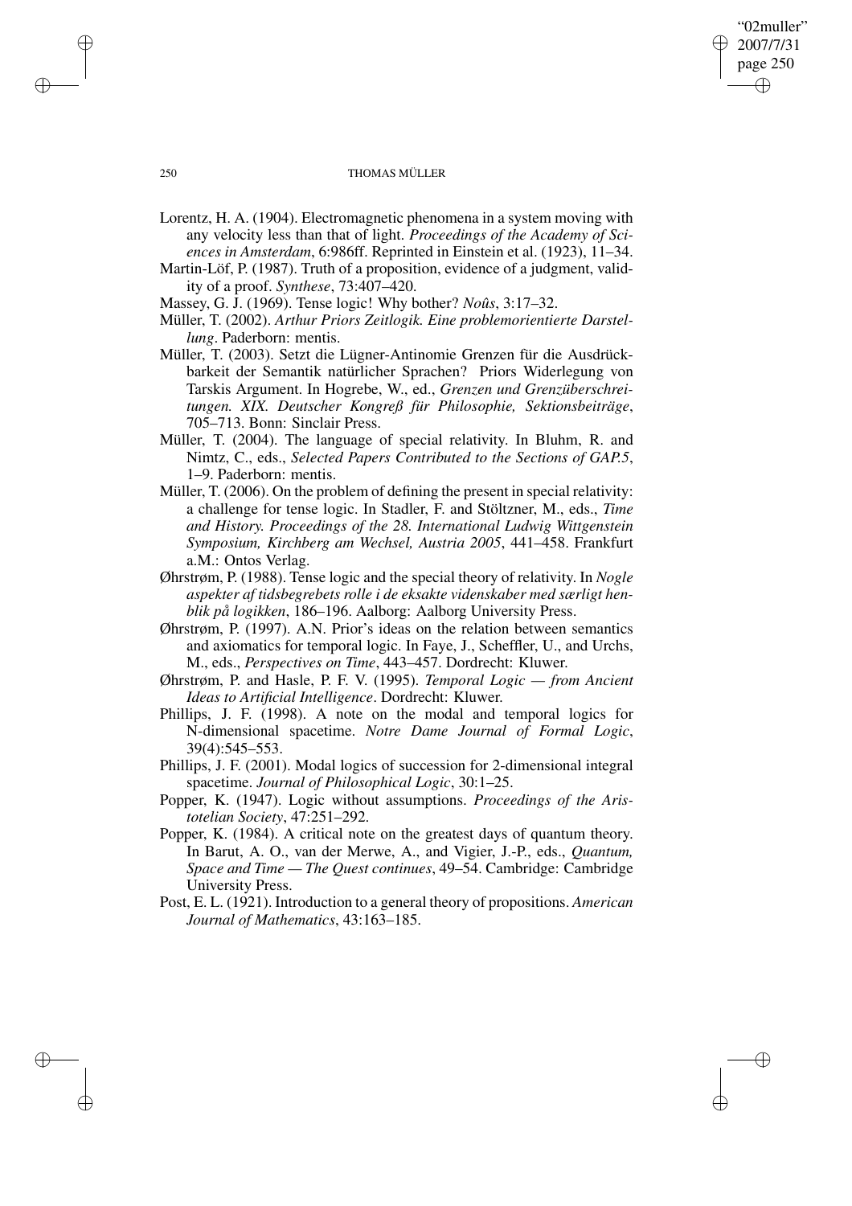Lorentz, H. A. (1904). Electromagnetic phenomena in a system moving with any velocity less than that of light. *Proceedings of the Academy of Sciences in Amsterdam*, 6:986ff. Reprinted in Einstein et al. (1923), 11–34.

Martin-Löf, P. (1987). Truth of a proposition, evidence of a judgment, validity of a proof. *Synthese*, 73:407–420.

Massey, G. J. (1969). Tense logic! Why bother? *Noûs*, 3:17–32.

Müller, T. (2002). *Arthur Priors Zeitlogik. Eine problemorientierte Darstellung*. Paderborn: mentis.

Müller, T. (2003). Setzt die Lügner-Antinomie Grenzen für die Ausdrückbarkeit der Semantik natürlicher Sprachen? Priors Widerlegung von Tarskis Argument. In Hogrebe, W., ed., *Grenzen und Grenzüberschreitungen. XIX. Deutscher Kongreß für Philosophie, Sektionsbeiträge*, 705–713. Bonn: Sinclair Press.

Müller, T. (2004). The language of special relativity. In Bluhm, R. and Nimtz, C., eds., *Selected Papers Contributed to the Sections of GAP.5*, 1–9. Paderborn: mentis.

Müller, T. (2006). On the problem of defining the present in special relativity: a challenge for tense logic. In Stadler, F. and Stöltzner, M., eds., *Time and History. Proceedings of the 28. International Ludwig Wittgenstein Symposium, Kirchberg am Wechsel, Austria 2005*, 441–458. Frankfurt a.M.: Ontos Verlag.

Øhrstrøm, P. (1988). Tense logic and the special theory of relativity. In *Nogle aspekter af tidsbegrebets rolle i de eksakte videnskaber med særligt henblik på logikken*, 186–196. Aalborg: Aalborg University Press.

Øhrstrøm, P. (1997). A.N. Prior's ideas on the relation between semantics and axiomatics for temporal logic. In Faye, J., Scheffler, U., and Urchs, M., eds., *Perspectives on Time*, 443–457. Dordrecht: Kluwer.

Øhrstrøm, P. and Hasle, P. F. V. (1995). *Temporal Logic — from Ancient Ideas to Artificial Intelligence*. Dordrecht: Kluwer.

Phillips, J. F. (1998). A note on the modal and temporal logics for N-dimensional spacetime. *Notre Dame Journal of Formal Logic*, 39(4):545–553.

Phillips, J. F. (2001). Modal logics of succession for 2-dimensional integral spacetime. *Journal of Philosophical Logic*, 30:1–25.

Popper, K. (1947). Logic without assumptions. *Proceedings of the Aristotelian Society*, 47:251–292.

Popper, K. (1984). A critical note on the greatest days of quantum theory. In Barut, A. O., van der Merwe, A., and Vigier, J.-P., eds., *Quantum, Space and Time — The Quest continues*, 49–54. Cambridge: Cambridge University Press.

Post, E. L. (1921). Introduction to a general theory of propositions. *American Journal of Mathematics*, 43:163–185.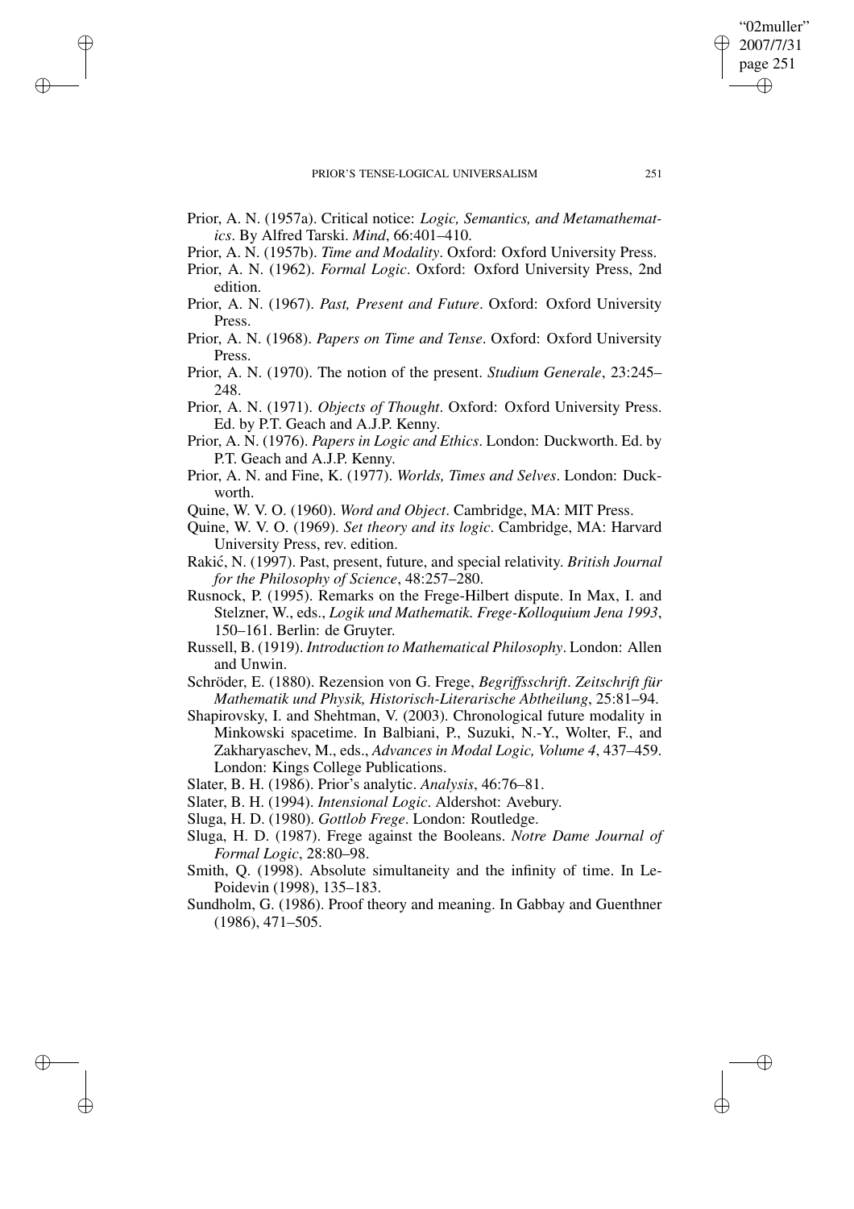Prior, A. N. (1957a). Critical notice: *Logic, Semantics, and Metamathematics*. By Alfred Tarski. *Mind*, 66:401–410.

Prior, A. N. (1957b). *Time and Modality*. Oxford: Oxford University Press.

Prior, A. N. (1962). *Formal Logic*. Oxford: Oxford University Press, 2nd edition.

Prior, A. N. (1967). *Past, Present and Future*. Oxford: Oxford University Press.

Prior, A. N. (1968). *Papers on Time and Tense*. Oxford: Oxford University Press.

Prior, A. N. (1970). The notion of the present. *Studium Generale*, 23:245–248.

Prior, A. N. (1971). *Objects of Thought*. Oxford: Oxford University Press. Ed. by P.T. Geach and A.J.P. Kenny.

Prior, A. N. (1976). *Papers in Logic and Ethics*. London: Duckworth. Ed. by P.T. Geach and A.J.P. Kenny.

Prior, A. N. and Fine, K. (1977). *Worlds, Times and Selves*. London: Duckworth.

Quine, W. V. O. (1960). *Word and Object*. Cambridge, MA: MIT Press.

Quine, W. V. O. (1969). *Set theory and its logic*. Cambridge, MA: Harvard University Press, rev. edition.

Rakić, N. (1997). Past, present, future, and special relativity. *British Journal for the Philosophy of Science*, 48:257–280.

Rusnock, P. (1995). Remarks on the Frege-Hilbert dispute. In Max, I. and Stelzner, W., eds., *Logik und Mathematik. Frege-Kolloquium Jena 1993*, 150–161. Berlin: de Gruyter.

Russell, B. (1919). *Introduction to Mathematical Philosophy*. London: Allen and Unwin.

Schröder, E. (1880). Rezension von G. Frege, *Begriffsschrift*. *Zeitschrift für Mathematik und Physik, Historisch-Literarische Abtheilung*, 25:81–94.

Shapirovsky, I. and Shehtman, V. (2003). Chronological future modality in Minkowski spacetime. In Balbiani, P., Suzuki, N.-Y., Wolter, F., and Zakharyaschev, M., eds., *Advances in Modal Logic, Volume 4*, 437–459. London: Kings College Publications.

Slater, B. H. (1986). Prior's analytic. *Analysis*, 46:76–81.

Slater, B. H. (1994). *Intensional Logic*. Aldershot: Avebury.

Sluga, H. D. (1980). *Gottlob Frege*. London: Routledge.

Sluga, H. D. (1987). Frege against the Booleans. *Notre Dame Journal of Formal Logic*, 28:80–98.

Smith, Q. (1998). Absolute simultaneity and the infinity of time. In Le-Poidevin (1998), 135–183.

Sundholm, G. (1986). Proof theory and meaning. In Gabbay and Guenthner (1986), 471–505.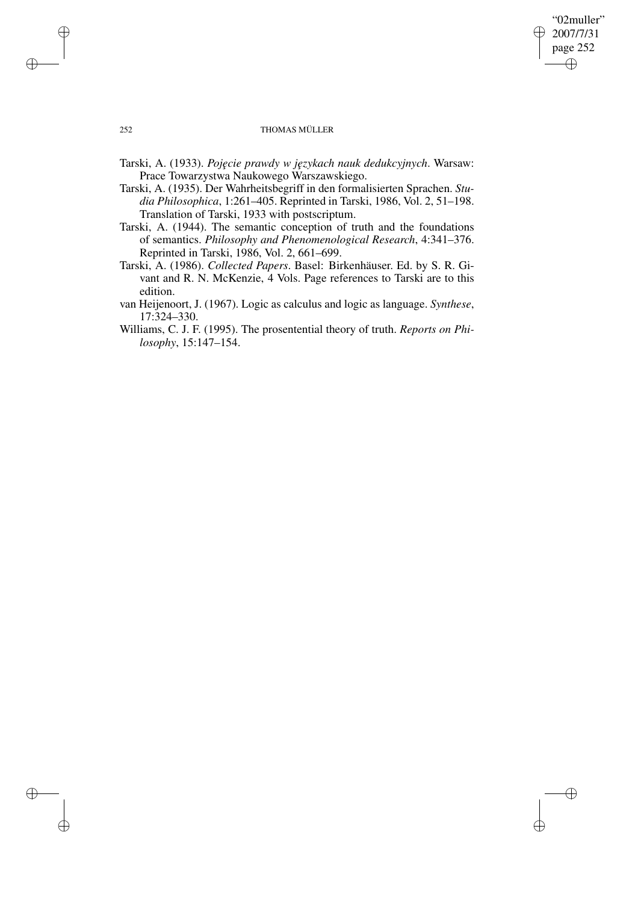Tarski, A. (1933). *Pojęcie prawdy w językach nauk dedukcyjnych*. Warsaw: Prace Towarzystwa Naukowego Warszawskiego.

Tarski, A. (1935). Der Wahrheitsbegriff in den formalisierten Sprachen. *Studia Philosophica*, 1:261–405. Reprinted in Tarski, 1986, Vol. 2, 51–198. Translation of Tarski, 1933 with postscriptum.

Tarski, A. (1944). The semantic conception of truth and the foundations of semantics. *Philosophy and Phenomenological Research*, 4:341–376. Reprinted in Tarski, 1986, Vol. 2, 661–699.

Tarski, A. (1986). *Collected Papers*. Basel: Birkenhäuser. Ed. by S. R. Givant and R. N. McKenzie, 4 Vols. Page references to Tarski are to this edition.

van Heijenoort, J. (1967). Logic as calculus and logic as language. *Synthese*, 17:324–330.

Williams, C. J. F. (1995). The prosentential theory of truth. *Reports on Philosophy*, 15:147–154.